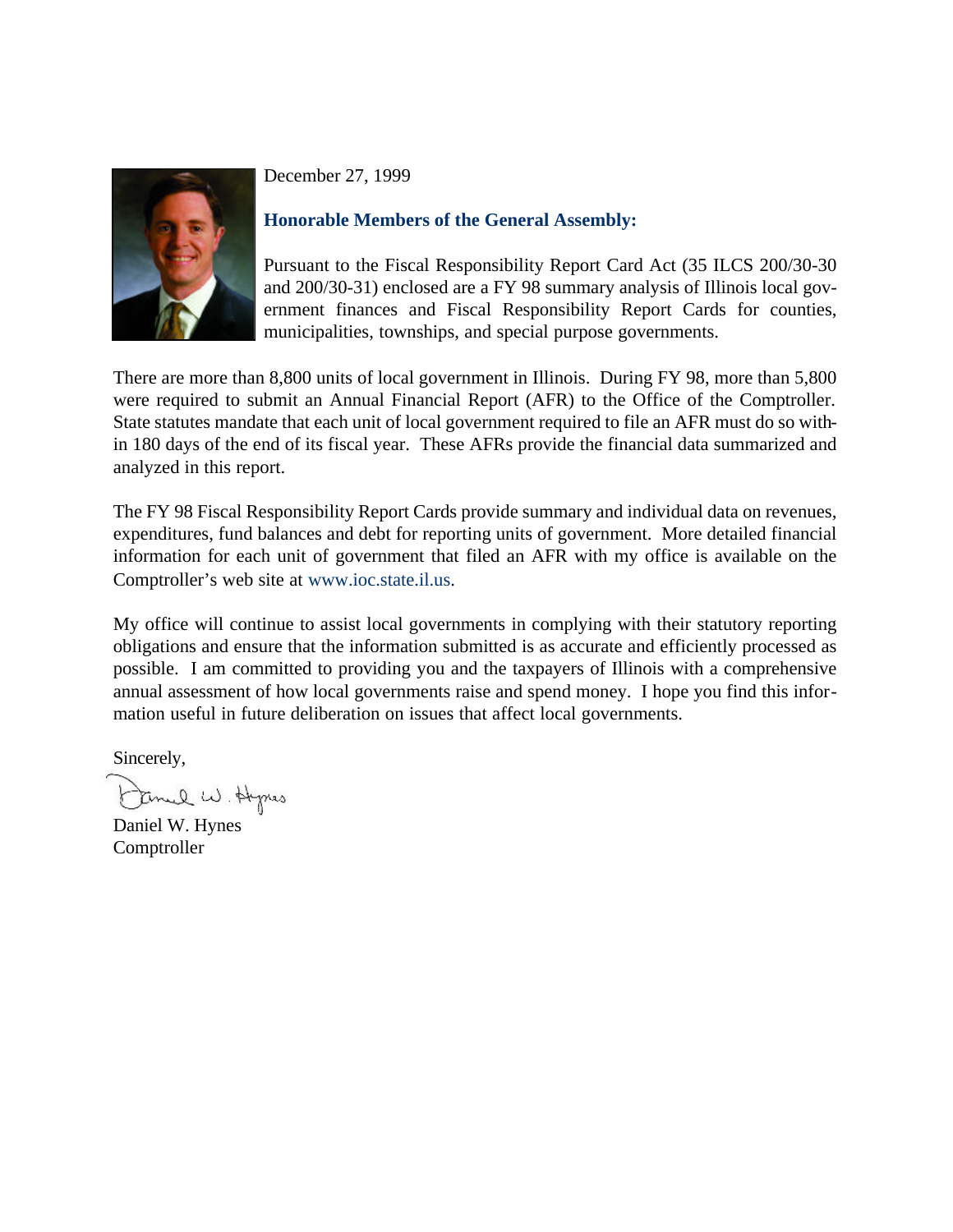December 27, 1999

**Honorable Members of the General Assembly:**

Pursuant to the Fiscal Responsibility Report Card Act (35 ILCS 200/30-30 and 200/30-31) enclosed are a FY 98 summary analysis of Illinois local government finances and Fiscal Responsibility Report Cards for counties, municipalities, townships, and special purpose governments.

There are more than 8,800 units of local government in Illinois. During FY 98, more than 5,800 were required to submit an Annual Financial Report (AFR) to the Office of the Comptroller. State statutes mandate that each unit of local government required to file an AFR must do so within 180 days of the end of its fiscal year. These AFRs provide the financial data summarized and analyzed in this report.

The FY 98 Fiscal Responsibility Report Cards provide summary and individual data on revenues, expenditures, fund balances and debt for reporting units of government. More detailed financial information for each unit of government that filed an AFR with my office is available on the Comptroller's web site at www.ioc.state.il.us.

My office will continue to assist local governments in complying with their statutory reporting obligations and ensure that the information submitted is as accurate and efficiently processed as possible. I am committed to providing you and the taxpayers of Illinois with a comprehensive annual assessment of how local governments raise and spend money. I hope you find this information useful in future deliberation on issues that affect local governments.

Sincerely,

Daniel W. Hynes
Comptroller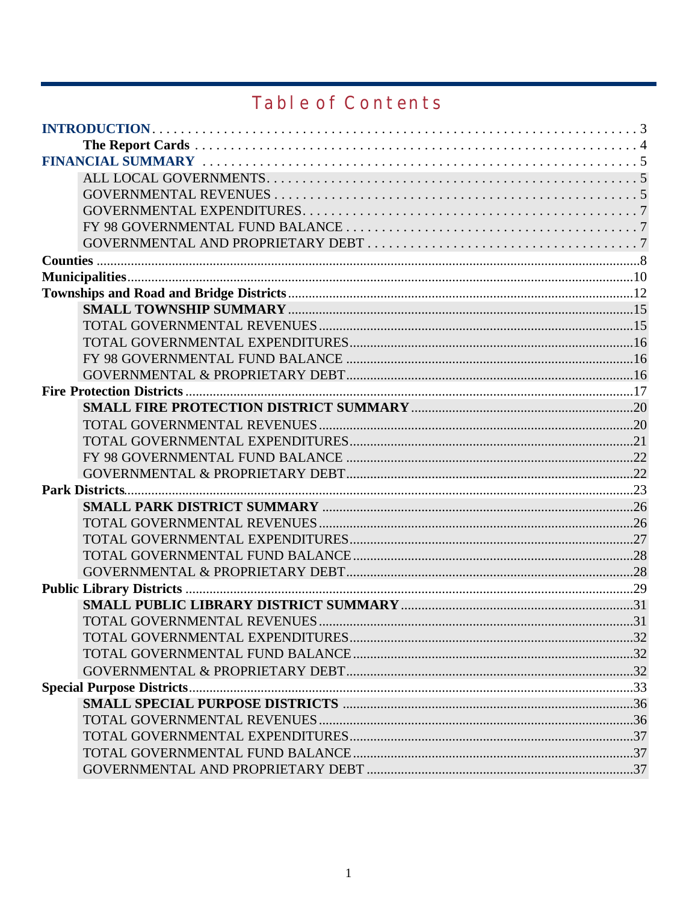# Table of Contents

- **INTRODUCTION** ........ 3
  - **The Report Cards** ........ 4
- **FINANCIAL SUMMARY** ........ 5
  - ALL LOCAL GOVERNMENTS ........ 5
  - GOVERNMENTAL REVENUES ........ 5
  - GOVERNMENTAL EXPENDITURES ........ 7
  - FY 98 GOVERNMENTAL FUND BALANCE ........ 7
  - GOVERNMENTAL AND PROPRIETARY DEBT ........ 7
- **Counties** ........ 8
- **Municipalities** ........ 10
- **Townships and Road and Bridge Districts** ........ 12
  - **SMALL TOWNSHIP SUMMARY** ........ 15
  - TOTAL GOVERNMENTAL REVENUES ........ 15
  - TOTAL GOVERNMENTAL EXPENDITURES ........ 16
  - FY 98 GOVERNMENTAL FUND BALANCE ........ 16
  - GOVERNMENTAL & PROPRIETARY DEBT ........ 16
- **Fire Protection Districts** ........ 17
  - **SMALL FIRE PROTECTION DISTRICT SUMMARY** ........ 20
  - TOTAL GOVERNMENTAL REVENUES ........ 20
  - TOTAL GOVERNMENTAL EXPENDITURES ........ 21
  - FY 98 GOVERNMENTAL FUND BALANCE ........ 22
  - GOVERNMENTAL & PROPRIETARY DEBT ........ 22
- **Park Districts** ........ 23
  - **SMALL PARK DISTRICT SUMMARY** ........ 26
  - TOTAL GOVERNMENTAL REVENUES ........ 26
  - TOTAL GOVERNMENTAL EXPENDITURES ........ 27
  - TOTAL GOVERNMENTAL FUND BALANCE ........ 28
  - GOVERNMENTAL & PROPRIETARY DEBT ........ 28
- **Public Library Districts** ........ 29
  - **SMALL PUBLIC LIBRARY DISTRICT SUMMARY** ........ 31
  - TOTAL GOVERNMENTAL REVENUES ........ 31
  - TOTAL GOVERNMENTAL EXPENDITURES ........ 32
  - TOTAL GOVERNMENTAL FUND BALANCE ........ 32
  - GOVERNMENTAL & PROPRIETARY DEBT ........ 32
- **Special Purpose Districts** ........ 33
  - **SMALL SPECIAL PURPOSE DISTRICTS** ........ 36
  - TOTAL GOVERNMENTAL REVENUES ........ 36
  - TOTAL GOVERNMENTAL EXPENDITURES ........ 37
  - TOTAL GOVERNMENTAL FUND BALANCE ........ 37
  - GOVERNMENTAL AND PROPRIETARY DEBT ........ 37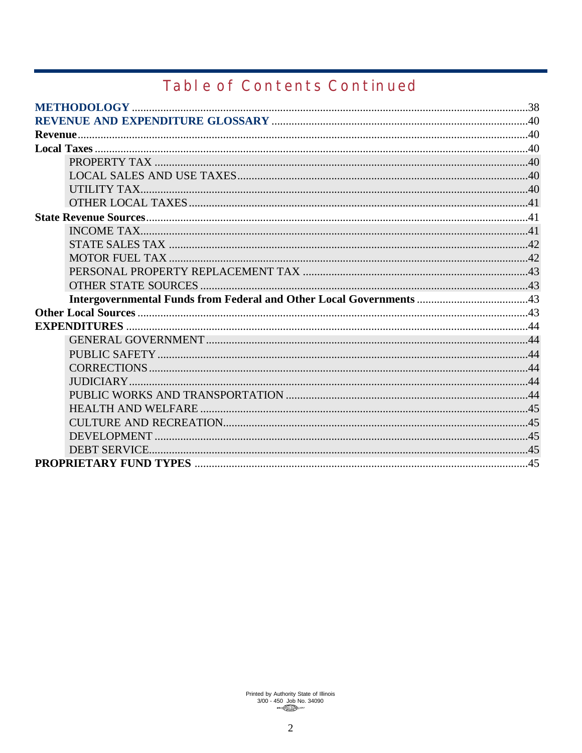# Table of Contents Continued

| | |
|---|---|
| **METHODOLOGY** | 38 |
| **REVENUE AND EXPENDITURE GLOSSARY** | 40 |
| **Revenue** | 40 |
| **Local Taxes** | 40 |
| PROPERTY TAX | 40 |
| LOCAL SALES AND USE TAXES | 40 |
| UTILITY TAX | 40 |
| OTHER LOCAL TAXES | 41 |
| **State Revenue Sources** | 41 |
| INCOME TAX | 41 |
| STATE SALES TAX | 42 |
| MOTOR FUEL TAX | 42 |
| PERSONAL PROPERTY REPLACEMENT TAX | 43 |
| OTHER STATE SOURCES | 43 |
| **Intergovernmental Funds from Federal and Other Local Governments** | 43 |
| **Other Local Sources** | 43 |
| **EXPENDITURES** | 44 |
| GENERAL GOVERNMENT | 44 |
| PUBLIC SAFETY | 44 |
| CORRECTIONS | 44 |
| JUDICIARY | 44 |
| PUBLIC WORKS AND TRANSPORTATION | 44 |
| HEALTH AND WELFARE | 45 |
| CULTURE AND RECREATION | 45 |
| DEVELOPMENT | 45 |
| DEBT SERVICE | 45 |
| **PROPRIETARY FUND TYPES** | 45 |

Printed by Authority State of Illinois
3/00 - 450 Job No. 34090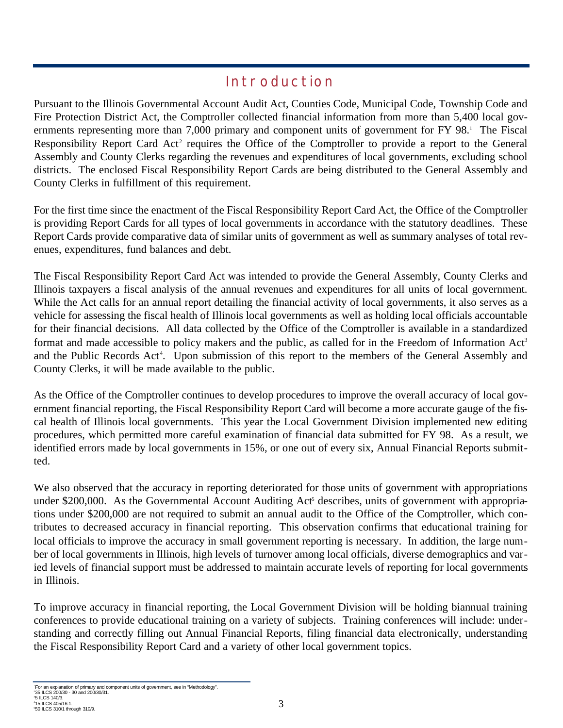# Introduction

Pursuant to the Illinois Governmental Account Audit Act, Counties Code, Municipal Code, Township Code and Fire Protection District Act, the Comptroller collected financial information from more than 5,400 local governments representing more than 7,000 primary and component units of government for FY 98.[1] The Fiscal Responsibility Report Card Act[2] requires the Office of the Comptroller to provide a report to the General Assembly and County Clerks regarding the revenues and expenditures of local governments, excluding school districts. The enclosed Fiscal Responsibility Report Cards are being distributed to the General Assembly and County Clerks in fulfillment of this requirement.

For the first time since the enactment of the Fiscal Responsibility Report Card Act, the Office of the Comptroller is providing Report Cards for all types of local governments in accordance with the statutory deadlines. These Report Cards provide comparative data of similar units of government as well as summary analyses of total revenues, expenditures, fund balances and debt.

The Fiscal Responsibility Report Card Act was intended to provide the General Assembly, County Clerks and Illinois taxpayers a fiscal analysis of the annual revenues and expenditures for all units of local government. While the Act calls for an annual report detailing the financial activity of local governments, it also serves as a vehicle for assessing the fiscal health of Illinois local governments as well as holding local officials accountable for their financial decisions. All data collected by the Office of the Comptroller is available in a standardized format and made accessible to policy makers and the public, as called for in the Freedom of Information Act[3] and the Public Records Act[4]. Upon submission of this report to the members of the General Assembly and County Clerks, it will be made available to the public.

As the Office of the Comptroller continues to develop procedures to improve the overall accuracy of local government financial reporting, the Fiscal Responsibility Report Card will become a more accurate gauge of the fiscal health of Illinois local governments. This year the Local Government Division implemented new editing procedures, which permitted more careful examination of financial data submitted for FY 98. As a result, we identified errors made by local governments in 15%, or one out of every six, Annual Financial Reports submitted.

We also observed that the accuracy in reporting deteriorated for those units of government with appropriations under $200,000. As the Governmental Account Auditing Act[5] describes, units of government with appropriations under $200,000 are not required to submit an annual audit to the Office of the Comptroller, which contributes to decreased accuracy in financial reporting. This observation confirms that educational training for local officials to improve the accuracy in small government reporting is necessary. In addition, the large number of local governments in Illinois, high levels of turnover among local officials, diverse demographics and varied levels of financial support must be addressed to maintain accurate levels of reporting for local governments in Illinois.

To improve accuracy in financial reporting, the Local Government Division will be holding biannual training conferences to provide educational training on a variety of subjects. Training conferences will include: understanding and correctly filling out Annual Financial Reports, filing financial data electronically, understanding the Fiscal Responsibility Report Card and a variety of other local government topics.

---

[1] For an explanation of primary and component units of government, see in "Methodology".
[2] 35 ILCS 200/30 - 30 and 200/30/31.
[3] 5 ILCS 140/3.
[4] 15 ILCS 405/16.1.
[5] 50 ILCS 310/1 through 310/9.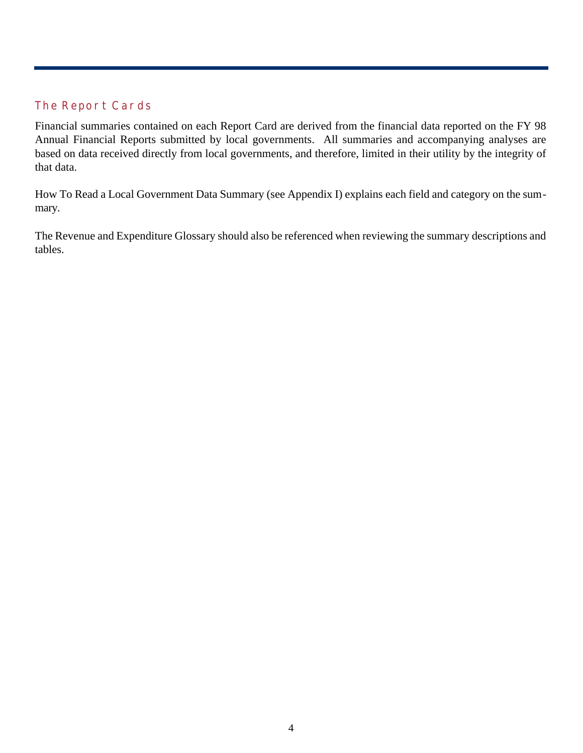## The Report Cards

Financial summaries contained on each Report Card are derived from the financial data reported on the FY 98 Annual Financial Reports submitted by local governments. All summaries and accompanying analyses are based on data received directly from local governments, and therefore, limited in their utility by the integrity of that data.

How To Read a Local Government Data Summary (see Appendix I) explains each field and category on the summary.

The Revenue and Expenditure Glossary should also be referenced when reviewing the summary descriptions and tables.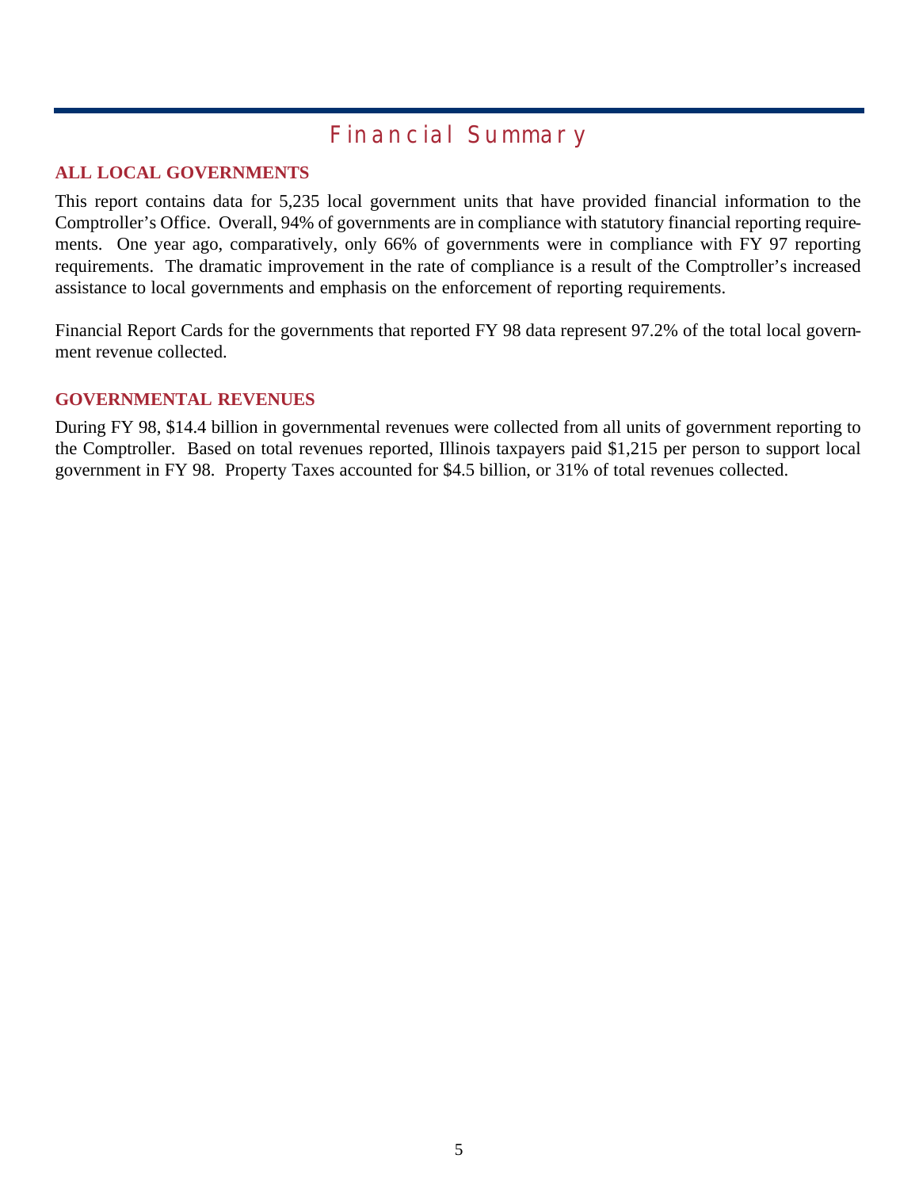# Financial Summary

## ALL LOCAL GOVERNMENTS

This report contains data for 5,235 local government units that have provided financial information to the Comptroller's Office. Overall, 94% of governments are in compliance with statutory financial reporting requirements. One year ago, comparatively, only 66% of governments were in compliance with FY 97 reporting requirements. The dramatic improvement in the rate of compliance is a result of the Comptroller's increased assistance to local governments and emphasis on the enforcement of reporting requirements.

Financial Report Cards for the governments that reported FY 98 data represent 97.2% of the total local government revenue collected.

## GOVERNMENTAL REVENUES

During FY 98, $14.4 billion in governmental revenues were collected from all units of government reporting to the Comptroller. Based on total revenues reported, Illinois taxpayers paid $1,215 per person to support local government in FY 98. Property Taxes accounted for $4.5 billion, or 31% of total revenues collected.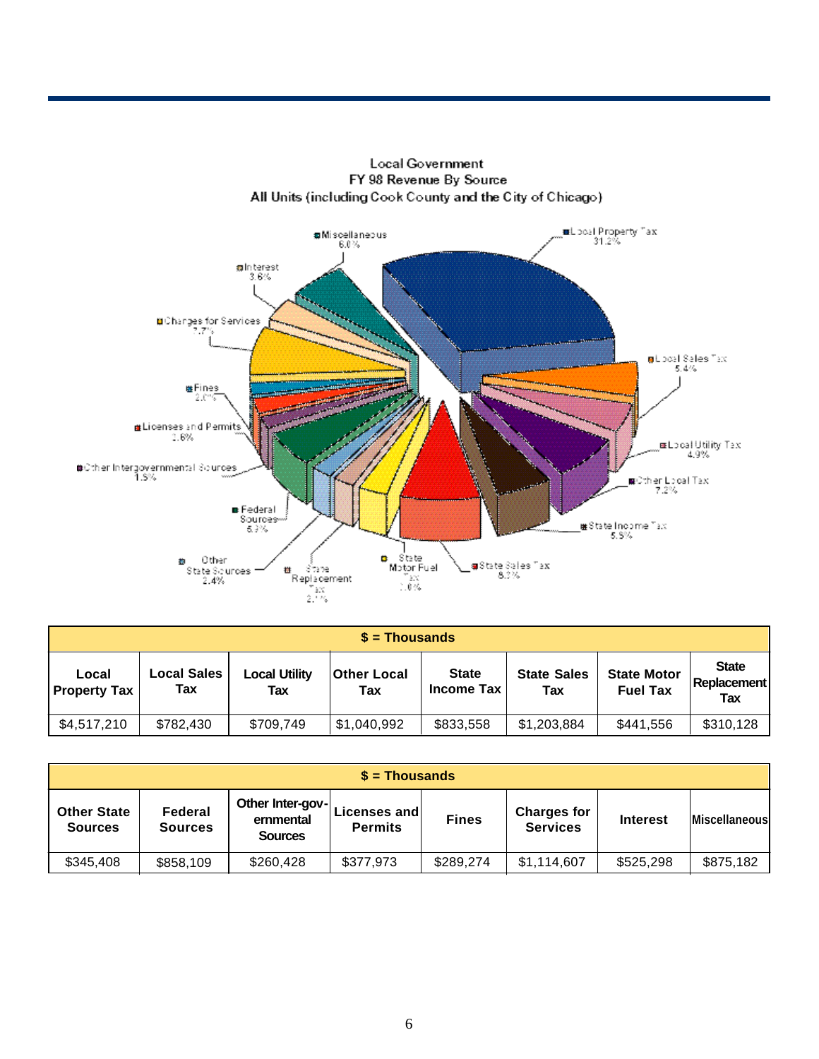Local Government
FY 98 Revenue By Source
All Units (including Cook County and the City of Chicago)

| $ = Thousands | | | | | | | |
|---|---|---|---|---|---|---|---|
| Local Property Tax | Local Sales Tax | Local Utility Tax | Other Local Tax | State Income Tax | State Sales Tax | State Motor Fuel Tax | State Replacement Tax |
| $4,517,210 | $782,430 | $709,749 | $1,040,992 | $833,558 | $1,203,884 | $441,556 | $310,128 |

| $ = Thousands | | | | | | | |
|---|---|---|---|---|---|---|---|
| Other State Sources | Federal Sources | Other Inter-governmental Sources | Licenses and Permits | Fines | Charges for Services | Interest | Miscellaneous |
| $345,408 | $858,109 | $260,428 | $377,973 | $289,274 | $1,114,607 | $525,298 | $875,182 |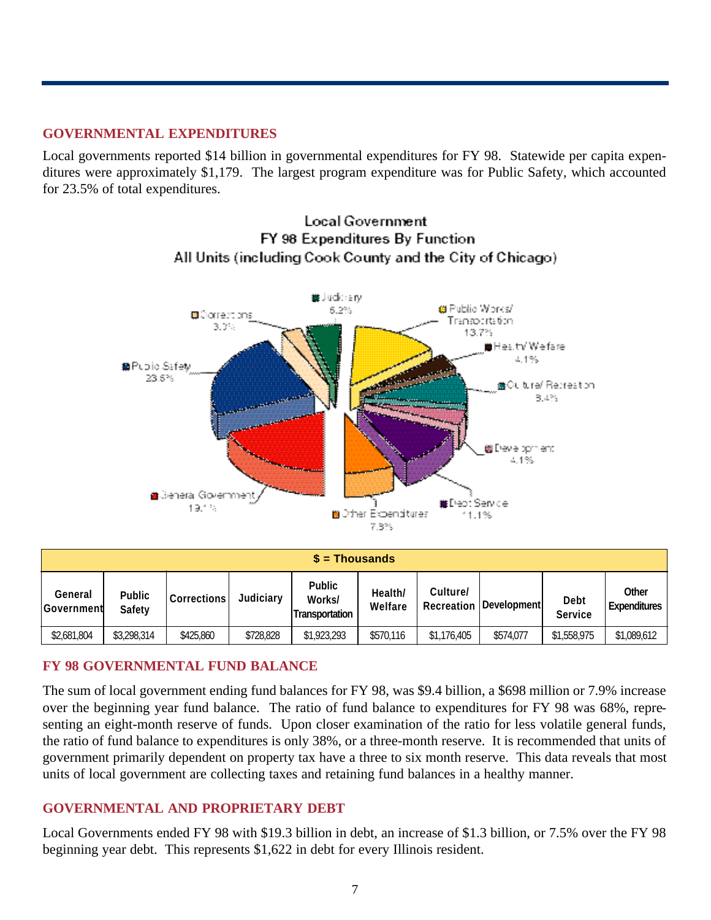## GOVERNMENTAL EXPENDITURES

Local governments reported $14 billion in governmental expenditures for FY 98. Statewide per capita expenditures were approximately $1,179. The largest program expenditure was for Public Safety, which accounted for 23.5% of total expenditures.

Local Government
FY 98 Expenditures By Function
All Units (including Cook County and the City of Chicago)

| $ = Thousands | | | | | | | | | |
|---|---|---|---|---|---|---|---|---|---|
| General Government | Public Safety | Corrections | Judiciary | Public Works/ Transportation | Health/ Welfare | Culture/ Recreation | Development | Debt Service | Other Expenditures |
| $2,681,804 | $3,298,314 | $425,860 | $728,828 | $1,923,293 | $570,116 | $1,176,405 | $574,077 | $1,558,975 | $1,089,612 |

## FY 98 GOVERNMENTAL FUND BALANCE

The sum of local government ending fund balances for FY 98, was $9.4 billion, a $698 million or 7.9% increase over the beginning year fund balance. The ratio of fund balance to expenditures for FY 98 was 68%, representing an eight-month reserve of funds. Upon closer examination of the ratio for less volatile general funds, the ratio of fund balance to expenditures is only 38%, or a three-month reserve. It is recommended that units of government primarily dependent on property tax have a three to six month reserve. This data reveals that most units of local government are collecting taxes and retaining fund balances in a healthy manner.

## GOVERNMENTAL AND PROPRIETARY DEBT

Local Governments ended FY 98 with $19.3 billion in debt, an increase of $1.3 billion, or 7.5% over the FY 98 beginning year debt. This represents $1,622 in debt for every Illinois resident.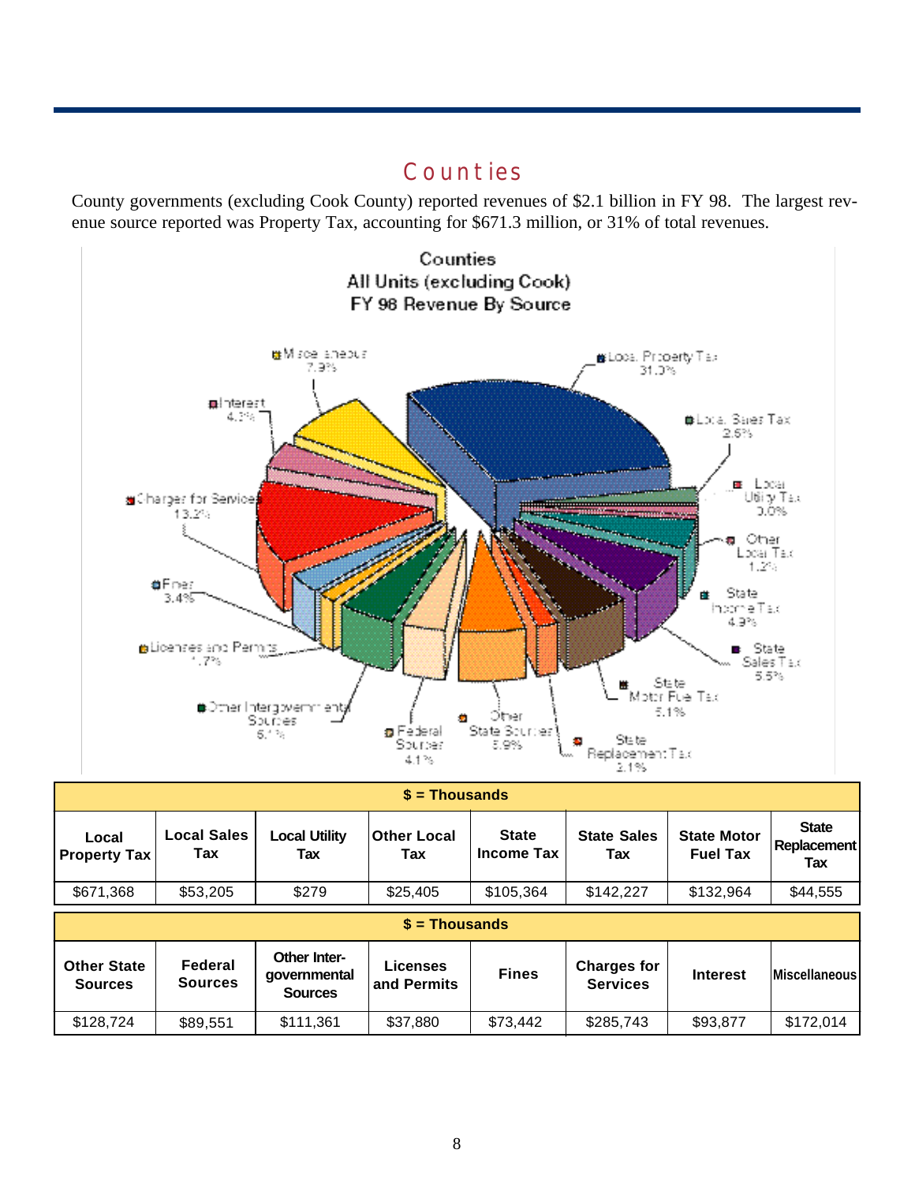# Counties

County governments (excluding Cook County) reported revenues of $2.1 billion in FY 98. The largest revenue source reported was Property Tax, accounting for $671.3 million, or 31% of total revenues.

Counties
All Units (excluding Cook)
FY 98 Revenue By Source

| $ = Thousands | | | | | | | |
|---|---|---|---|---|---|---|---|
| **Local Property Tax** | **Local Sales Tax** | **Local Utility Tax** | **Other Local Tax** | **State Income Tax** | **State Sales Tax** | **State Motor Fuel Tax** | **State Replacement Tax** |
| $671,368 | $53,205 | $279 | $25,405 | $105,364 | $142,227 | $132,964 | $44,555 |

| $ = Thousands | | | | | | | |
|---|---|---|---|---|---|---|---|
| **Other State Sources** | **Federal Sources** | **Other Inter-governmental Sources** | **Licenses and Permits** | **Fines** | **Charges for Services** | **Interest** | **Miscellaneous** |
| $128,724 | $89,551 | $111,361 | $37,880 | $73,442 | $285,743 | $93,877 | $172,014 |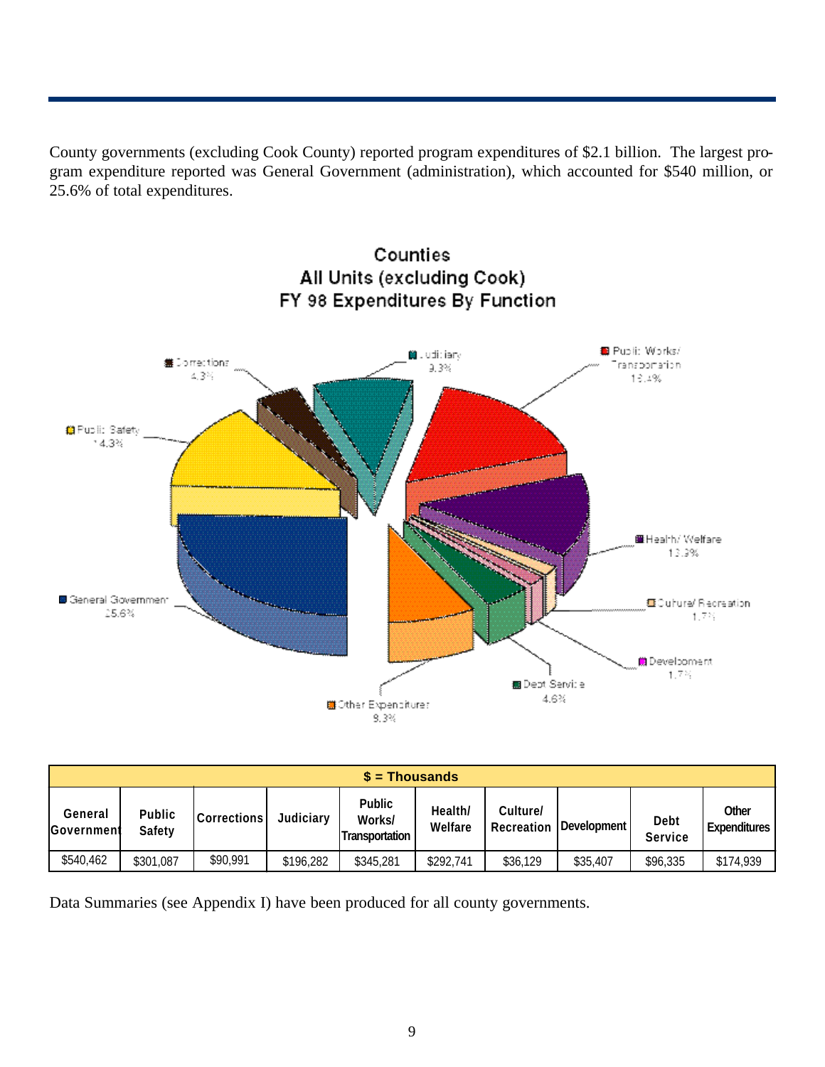County governments (excluding Cook County) reported program expenditures of $2.1 billion. The largest program expenditure reported was General Government (administration), which accounted for $540 million, or 25.6% of total expenditures.

**Counties**
**All Units (excluding Cook)**
**FY 98 Expenditures By Function**

Corrections 4.3%
Judiciary 9.3%
Public Works/ Transportation 16.4%
Public Safety 14.3%
Health/ Welfare 13.9%
General Government 25.6%
Culture/ Recreation 1.7%
Development 1.7%
Debt Service 4.6%
Other Expenditures 8.3%

| $ = Thousands | | | | | | | | | |
|---|---|---|---|---|---|---|---|---|---|
| General Government | Public Safety | Corrections | Judiciary | Public Works/ Transportation | Health/ Welfare | Culture/ Recreation | Development | Debt Service | Other Expenditures |
| $540,462 | $301,087 | $90,991 | $196,282 | $345,281 | $292,741 | $36,129 | $35,407 | $96,335 | $174,939 |

Data Summaries (see Appendix I) have been produced for all county governments.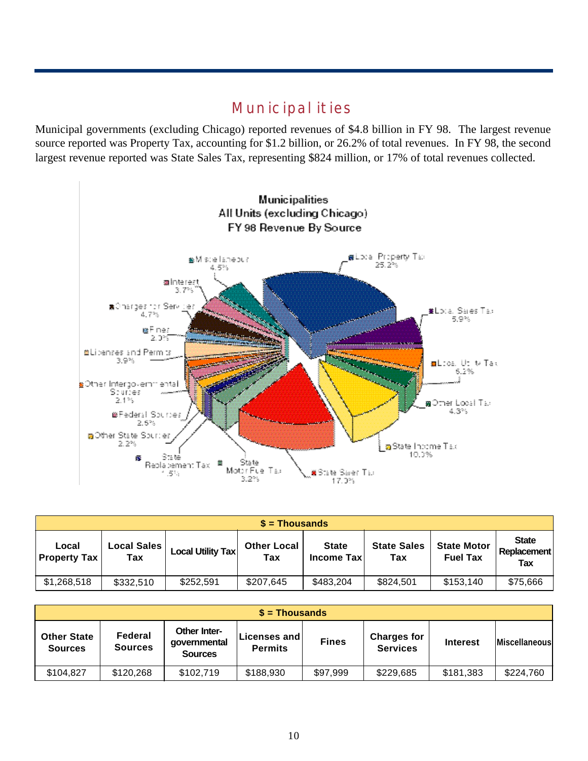# Municipalities

Municipal governments (excluding Chicago) reported revenues of $4.8 billion in FY 98. The largest revenue source reported was Property Tax, accounting for $1.2 billion, or 26.2% of total revenues. In FY 98, the second largest revenue reported was State Sales Tax, representing $824 million, or 17% of total revenues collected.

**Municipalities**
**All Units (excluding Chicago)**
**FY 98 Revenue By Source**

- Local Property Tax 26.2%
- Local Sales Tax 6.9%
- Local Utility Tax 5.2%
- Other Local Tax 4.3%
- State Income Tax 10.0%
- State Sales Tax 17.0%
- State Motor Fuel Tax 3.2%
- State Replacement Tax 1.5%
- Other State Sources 2.2%
- Federal Sources 2.5%
- Other Intergovernmental Sources 2.1%
- Licenses and Permits 3.9%
- Fines 2.0%
- Charges for Services 4.7%
- Interest 3.7%
- Miscellaneous 4.6%

| $ = Thousands | | | | | | | |
|---|---|---|---|---|---|---|---|
| Local Property Tax | Local Sales Tax | Local Utility Tax | Other Local Tax | State Income Tax | State Sales Tax | State Motor Fuel Tax | State Replacement Tax |
| $1,268,518 | $332,510 | $252,591 | $207,645 | $483,204 | $824,501 | $153,140 | $75,666 |

| $ = Thousands | | | | | | | |
|---|---|---|---|---|---|---|---|
| Other State Sources | Federal Sources | Other Inter-governmental Sources | Licenses and Permits | Fines | Charges for Services | Interest | Miscellaneous |
| $104,827 | $120,268 | $102,719 | $188,930 | $97,999 | $229,685 | $181,383 | $224,760 |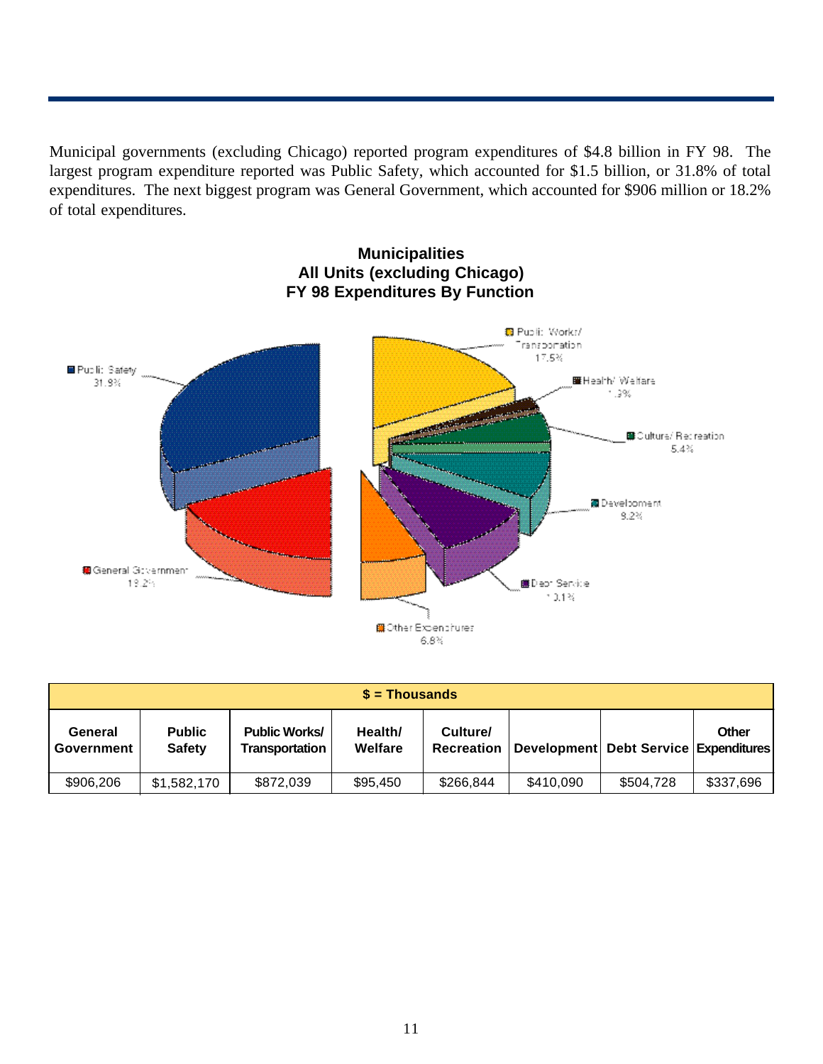Municipal governments (excluding Chicago) reported program expenditures of $4.8 billion in FY 98. The largest program expenditure reported was Public Safety, which accounted for $1.5 billion, or 31.8% of total expenditures. The next biggest program was General Government, which accounted for $906 million or 18.2% of total expenditures.

**Municipalities**
**All Units (excluding Chicago)**
**FY 98 Expenditures By Function**

Public Safety 31.9%
Public Works/ Transportation 17.5%
Health/ Welfare 1.9%
Culture/ Recreation 5.4%
Development 8.2%
Debt Service 10.1%
Other Expenditures 6.8%
General Government 18.2%

| $ = Thousands | | | | | | | |
|---|---|---|---|---|---|---|---|
| **General Government** | **Public Safety** | **Public Works/ Transportation** | **Health/ Welfare** | **Culture/ Recreation** | **Development** | **Debt Service** | **Other Expenditures** |
| $906,206 | $1,582,170 | $872,039 | $95,450 | $266,844 | $410,090 | $504,728 | $337,696 |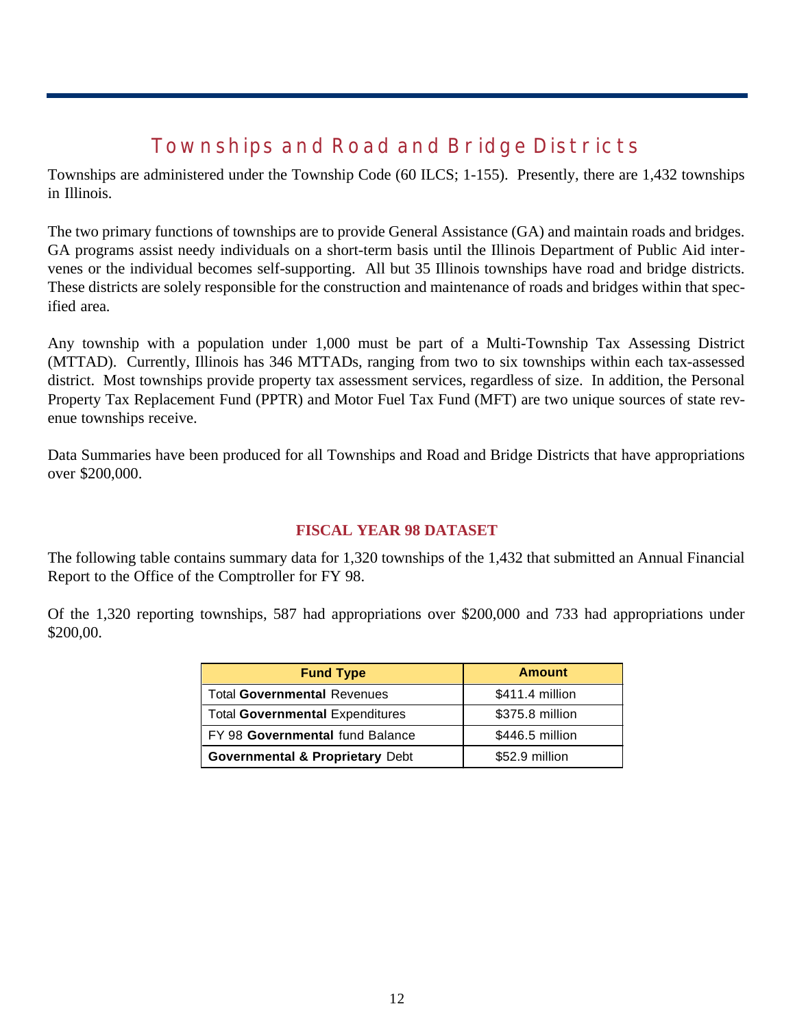# Townships and Road and Bridge Districts

Townships are administered under the Township Code (60 ILCS; 1-155). Presently, there are 1,432 townships in Illinois.

The two primary functions of townships are to provide General Assistance (GA) and maintain roads and bridges. GA programs assist needy individuals on a short-term basis until the Illinois Department of Public Aid intervenes or the individual becomes self-supporting. All but 35 Illinois townships have road and bridge districts. These districts are solely responsible for the construction and maintenance of roads and bridges within that specified area.

Any township with a population under 1,000 must be part of a Multi-Township Tax Assessing District (MTTAD). Currently, Illinois has 346 MTTADs, ranging from two to six townships within each tax-assessed district. Most townships provide property tax assessment services, regardless of size. In addition, the Personal Property Tax Replacement Fund (PPTR) and Motor Fuel Tax Fund (MFT) are two unique sources of state revenue townships receive.

Data Summaries have been produced for all Townships and Road and Bridge Districts that have appropriations over $200,000.

## FISCAL YEAR 98 DATASET

The following table contains summary data for 1,320 townships of the 1,432 that submitted an Annual Financial Report to the Office of the Comptroller for FY 98.

Of the 1,320 reporting townships, 587 had appropriations over $200,000 and 733 had appropriations under $200,00.

| Fund Type | Amount |
|---|---|
| Total **Governmental** Revenues | $411.4 million |
| Total **Governmental** Expenditures | $375.8 million |
| FY 98 **Governmental** fund Balance | $446.5 million |
| **Governmental & Proprietary** Debt | $52.9 million |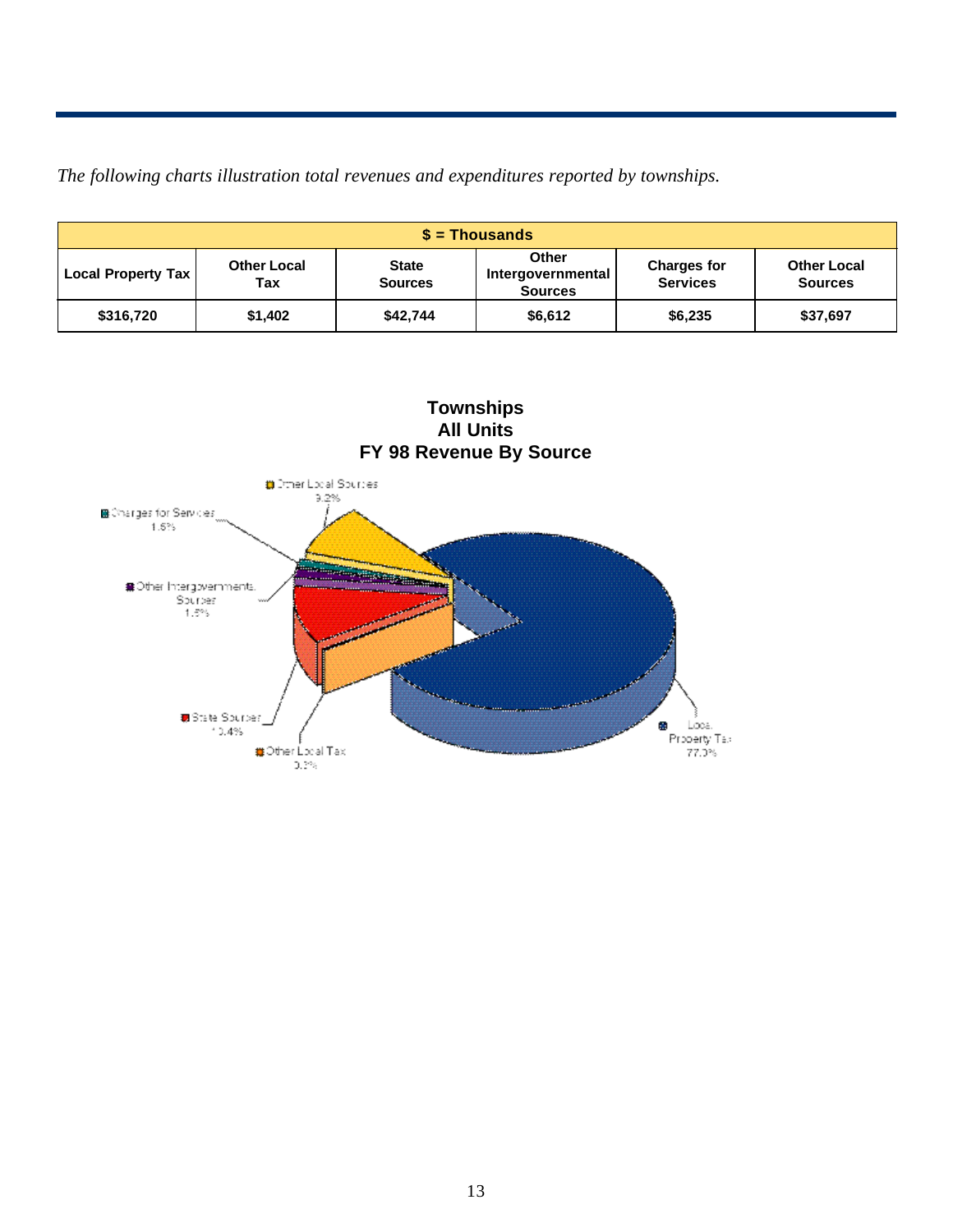*The following charts illustration total revenues and expenditures reported by townships.*

| $ = Thousands | | | | | |
|---|---|---|---|---|---|
| **Local Property Tax** | **Other Local Tax** | **State Sources** | **Other Intergovernmental Sources** | **Charges for Services** | **Other Local Sources** |
| **$316,720** | **$1,402** | **$42,744** | **$6,612** | **$6,235** | **$37,697** |

**Townships**
**All Units**
**FY 98 Revenue By Source**

Other Local Sources 9.2%
Charges for Services 1.5%
Other Intergovernmental Sources 1.6%
State Sources 10.4%
Other Local Tax 0.3%
Local Property Tax 77.0%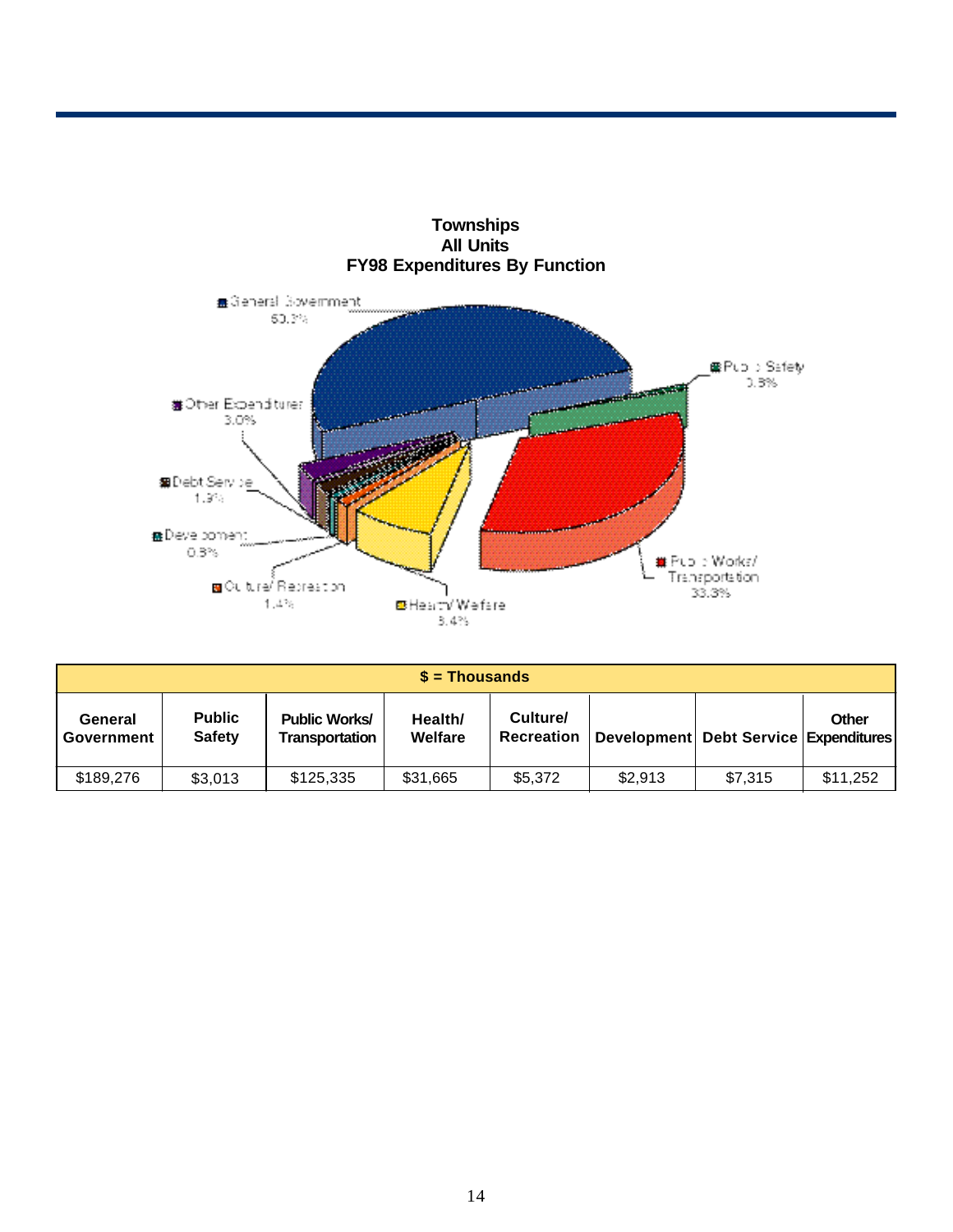**Townships**
**All Units**
**FY98 Expenditures By Function**

General Government 50.3%
Public Safety 0.8%
Public Works/ Transportation 33.3%
Health/ Welfare 8.4%
Culture/ Recreation 1.4%
Development 0.8%
Debt Service 1.9%
Other Expenditures 3.0%

| $ = Thousands | | | | | | | |
|---|---|---|---|---|---|---|---|
| **General Government** | **Public Safety** | **Public Works/ Transportation** | **Health/ Welfare** | **Culture/ Recreation** | **Development** | **Debt Service** | **Other Expenditures** |
| $189,276 | $3,013 | $125,335 | $31,665 | $5,372 | $2,913 | $7,315 | $11,252 |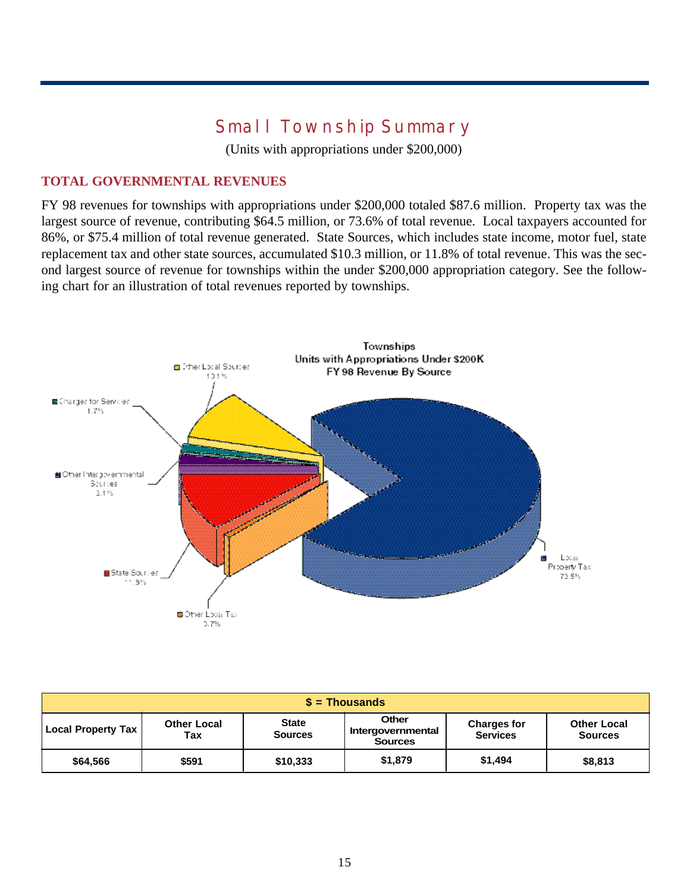# Small Township Summary

(Units with appropriations under $200,000)

## TOTAL GOVERNMENTAL REVENUES

FY 98 revenues for townships with appropriations under $200,000 totaled $87.6 million. Property tax was the largest source of revenue, contributing $64.5 million, or 73.6% of total revenue. Local taxpayers accounted for 86%, or $75.4 million of total revenue generated. State Sources, which includes state income, motor fuel, state replacement tax and other state sources, accumulated $10.3 million, or 11.8% of total revenue. This was the second largest source of revenue for townships within the under $200,000 appropriation category. See the following chart for an illustration of total revenues reported by townships.

Townships
Units with Appropriations Under $200K
FY 98 Revenue By Source

- Local Property Tax 73.5%
- Other Local Tax 0.7%
- State Sources 11.8%
- Other Intergovernmental Sources 2.1%
- Charges for Services 1.7%
- Other Local Sources 10.1%

| $ = Thousands | | | | | |
|---|---|---|---|---|---|
| Local Property Tax | Other Local Tax | State Sources | Other Intergovernmental Sources | Charges for Services | Other Local Sources |
| $64,566 | $591 | $10,333 | $1,879 | $1,494 | $8,813 |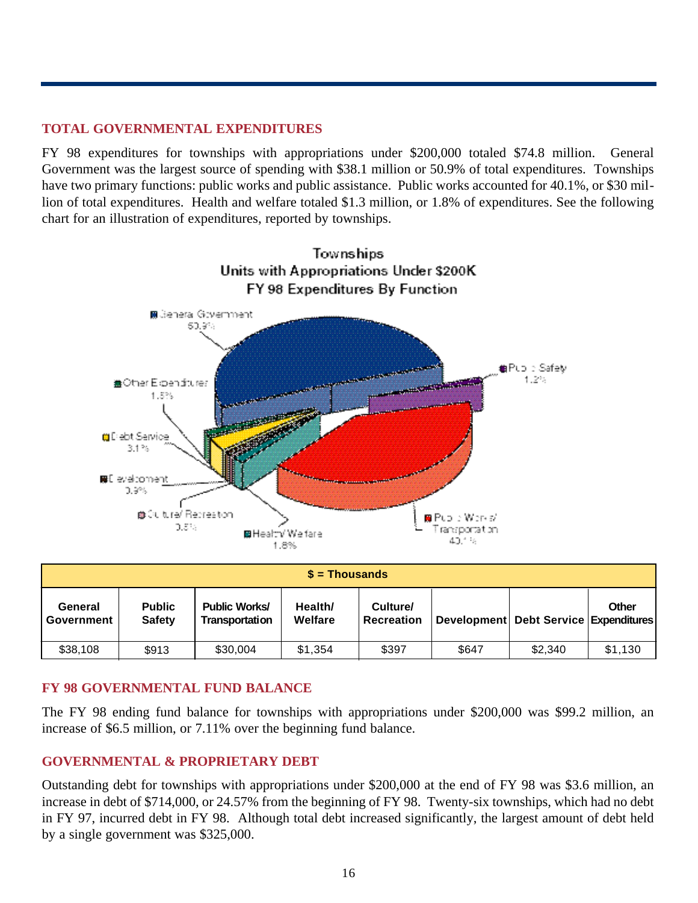## TOTAL GOVERNMENTAL EXPENDITURES

FY 98 expenditures for townships with appropriations under $200,000 totaled $74.8 million. General Government was the largest source of spending with $38.1 million or 50.9% of total expenditures. Townships have two primary functions: public works and public assistance. Public works accounted for 40.1%, or $30 million of total expenditures. Health and welfare totaled $1.3 million, or 1.8% of expenditures. See the following chart for an illustration of expenditures, reported by townships.

Townships
Units with Appropriations Under $200K
FY 98 Expenditures By Function

| $ = Thousands | | | | | | | |
|---|---|---|---|---|---|---|---|
| **General Government** | **Public Safety** | **Public Works/ Transportation** | **Health/ Welfare** | **Culture/ Recreation** | **Development** | **Debt Service** | **Other Expenditures** |
| $38,108 | $913 | $30,004 | $1,354 | $397 | $647 | $2,340 | $1,130 |

## FY 98 GOVERNMENTAL FUND BALANCE

The FY 98 ending fund balance for townships with appropriations under $200,000 was $99.2 million, an increase of $6.5 million, or 7.11% over the beginning fund balance.

## GOVERNMENTAL & PROPRIETARY DEBT

Outstanding debt for townships with appropriations under $200,000 at the end of FY 98 was $3.6 million, an increase in debt of $714,000, or 24.57% from the beginning of FY 98. Twenty-six townships, which had no debt in FY 97, incurred debt in FY 98. Although total debt increased significantly, the largest amount of debt held by a single government was $325,000.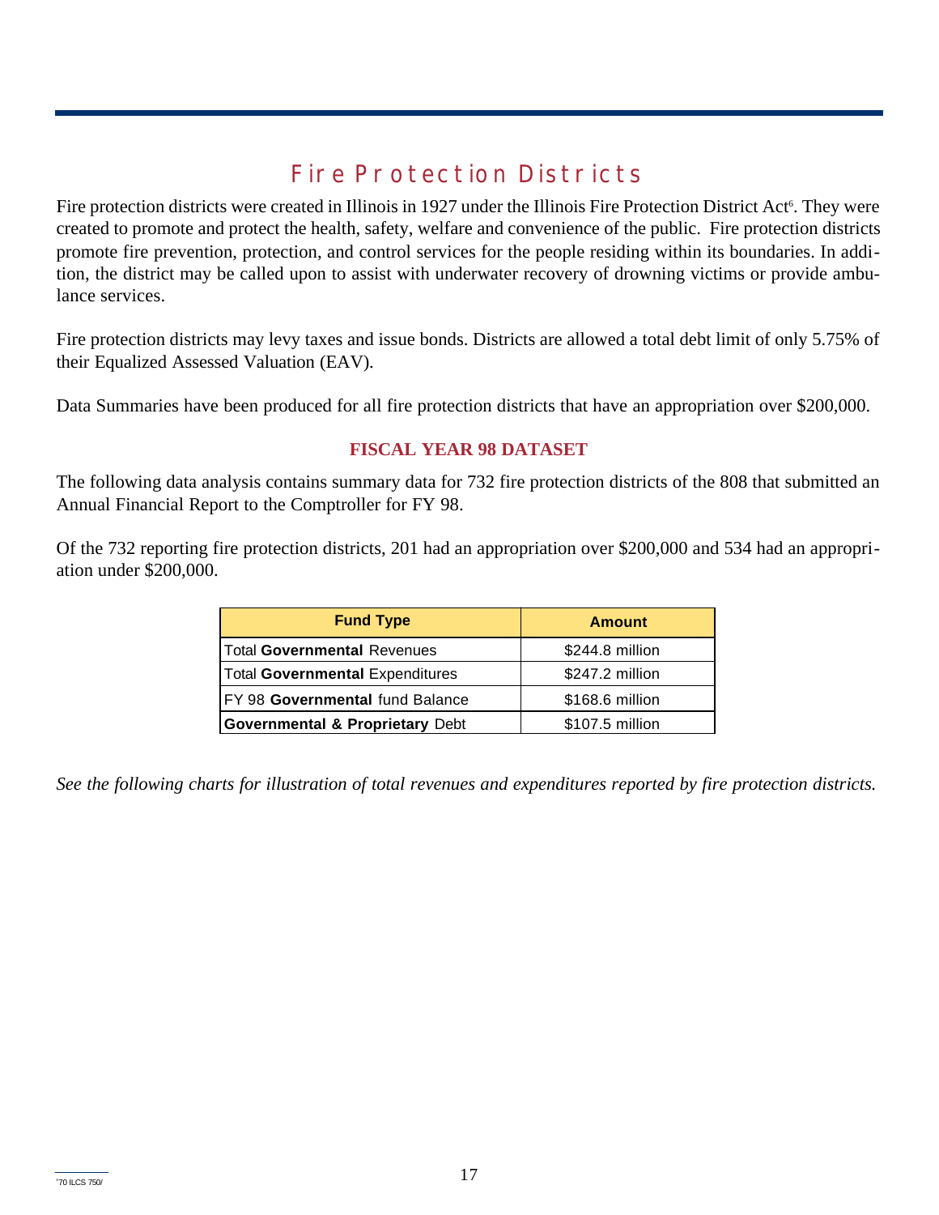# Fire Protection Districts

Fire protection districts were created in Illinois in 1927 under the Illinois Fire Protection District Act[6]. They were created to promote and protect the health, safety, welfare and convenience of the public. Fire protection districts promote fire prevention, protection, and control services for the people residing within its boundaries. In addition, the district may be called upon to assist with underwater recovery of drowning victims or provide ambulance services.

Fire protection districts may levy taxes and issue bonds. Districts are allowed a total debt limit of only 5.75% of their Equalized Assessed Valuation (EAV).

Data Summaries have been produced for all fire protection districts that have an appropriation over $200,000.

## FISCAL YEAR 98 DATASET

The following data analysis contains summary data for 732 fire protection districts of the 808 that submitted an Annual Financial Report to the Comptroller for FY 98.

Of the 732 reporting fire protection districts, 201 had an appropriation over $200,000 and 534 had an appropriation under $200,000.

| Fund Type | Amount |
|---|---|
| Total **Governmental** Revenues | $244.8 million |
| Total **Governmental** Expenditures | $247.2 million |
| FY 98 **Governmental** fund Balance | $168.6 million |
| **Governmental & Proprietary** Debt | $107.5 million |

*See the following charts for illustration of total revenues and expenditures reported by fire protection districts.*

[6] 70 ILCS 750/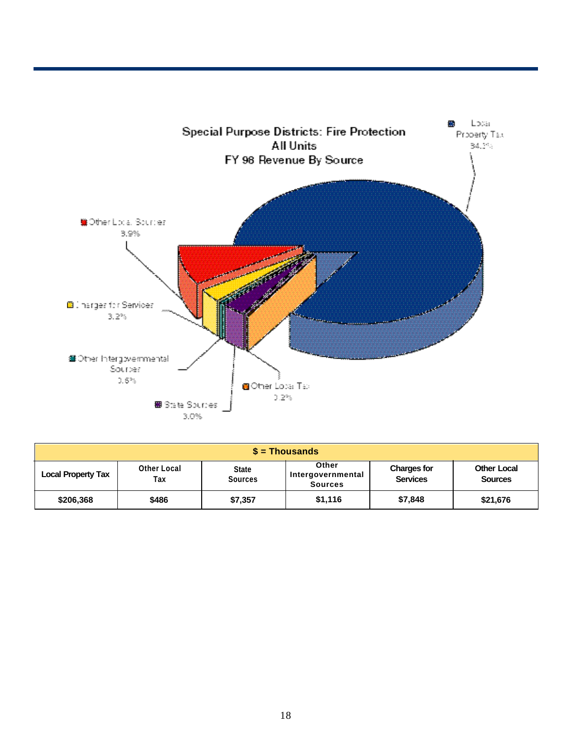Special Purpose Districts: Fire Protection
All Units
FY 98 Revenue By Source

Local Property Tax 84.3%

Other Local Sources 8.9%

Charges for Services 3.2%

Other Intergovernmental Sources 0.5%

State Sources 3.0%

Other Local Tax 0.2%

| $ = Thousands | | | | | |
|---|---|---|---|---|---|
| Local Property Tax | Other Local Tax | State Sources | Other Intergovernmental Sources | Charges for Services | Other Local Sources |
| $206,368 | $486 | $7,357 | $1,116 | $7,848 | $21,676 |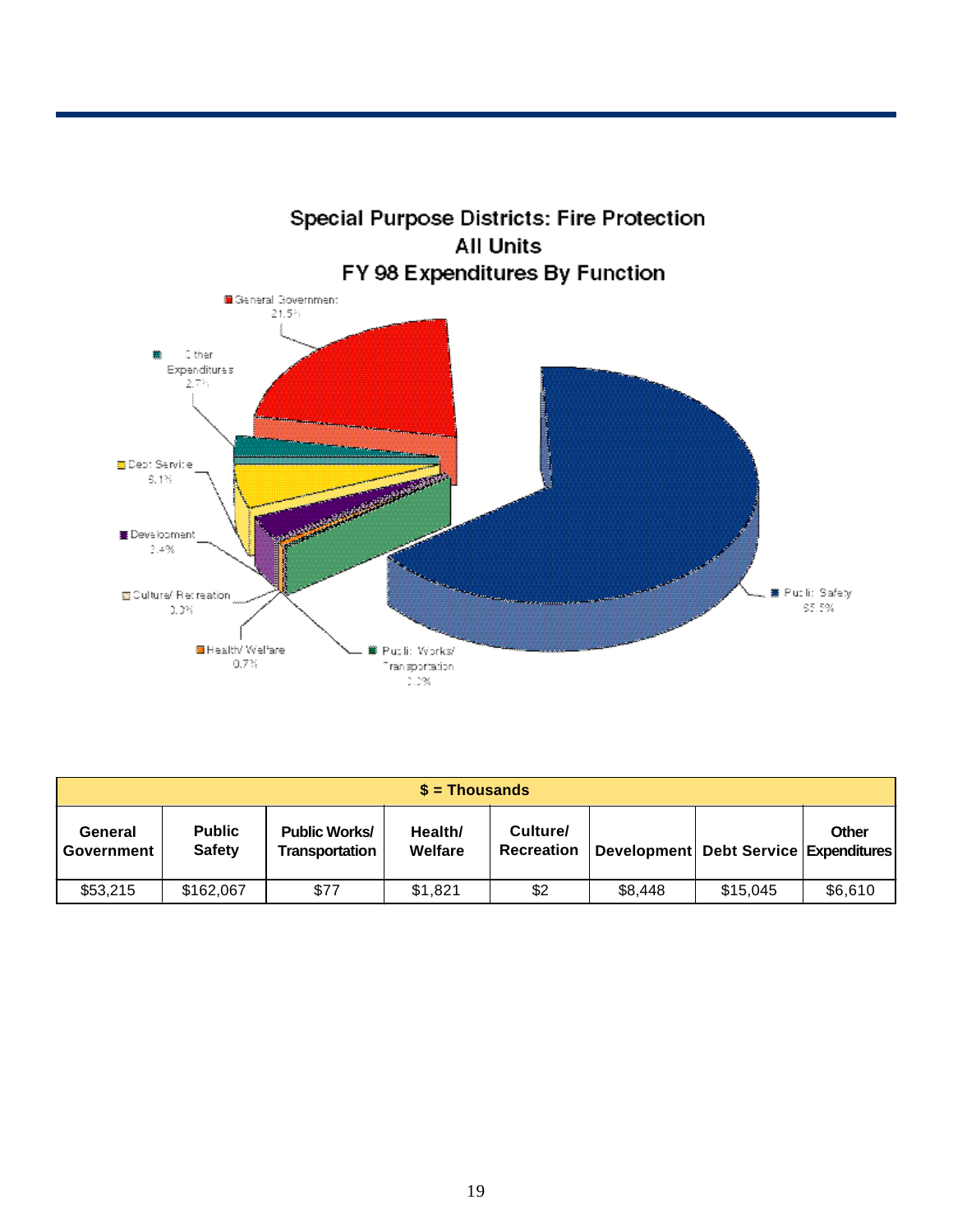## Special Purpose Districts: Fire Protection
## All Units
## FY 98 Expenditures By Function

General Government 21.5%

Other Expenditures 2.7%

Debt Service 6.1%

Development 3.4%

Culture/ Recreation 0.0%

Health/ Welfare 0.7%

Public Works/ Transportation 0.0%

Public Safety 65.5%

| $ = Thousands | | | | | | | |
|---|---|---|---|---|---|---|---|
| General Government | Public Safety | Public Works/ Transportation | Health/ Welfare | Culture/ Recreation | Development | Debt Service | Other Expenditures |
| $53,215 | $162,067 | $77 | $1,821 | $2 | $8,448 | $15,045 | $6,610 |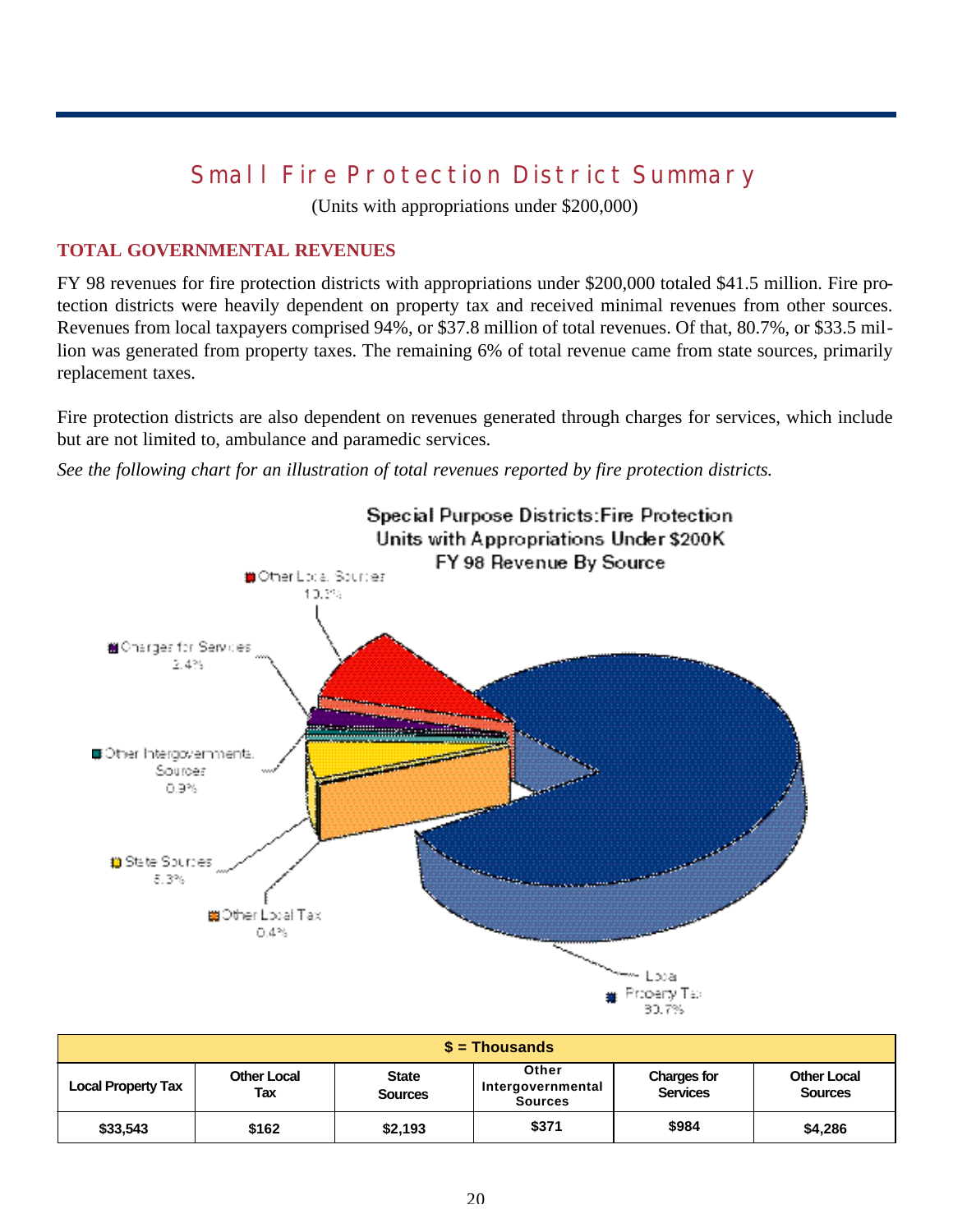# Small Fire Protection District Summary

(Units with appropriations under $200,000)

## TOTAL GOVERNMENTAL REVENUES

FY 98 revenues for fire protection districts with appropriations under $200,000 totaled $41.5 million. Fire protection districts were heavily dependent on property tax and received minimal revenues from other sources. Revenues from local taxpayers comprised 94%, or $37.8 million of total revenues. Of that, 80.7%, or $33.5 million was generated from property taxes. The remaining 6% of total revenue came from state sources, primarily replacement taxes.

Fire protection districts are also dependent on revenues generated through charges for services, which include but are not limited to, ambulance and paramedic services.

*See the following chart for an illustration of total revenues reported by fire protection districts.*

Special Purpose Districts:Fire Protection
Units with Appropriations Under $200K
FY 98 Revenue By Source

- Other Local Sources 10.3%
- Charges for Services 2.4%
- Other Intergovernmental Sources 0.9%
- State Sources 5.3%
- Other Local Tax 0.4%
- Local Property Tax 80.7%

| $ = Thousands | | | | | |
|---|---|---|---|---|---|
| Local Property Tax | Other Local Tax | State Sources | Other Intergovernmental Sources | Charges for Services | Other Local Sources |
| $33,543 | $162 | $2,193 | $371 | $984 | $4,286 |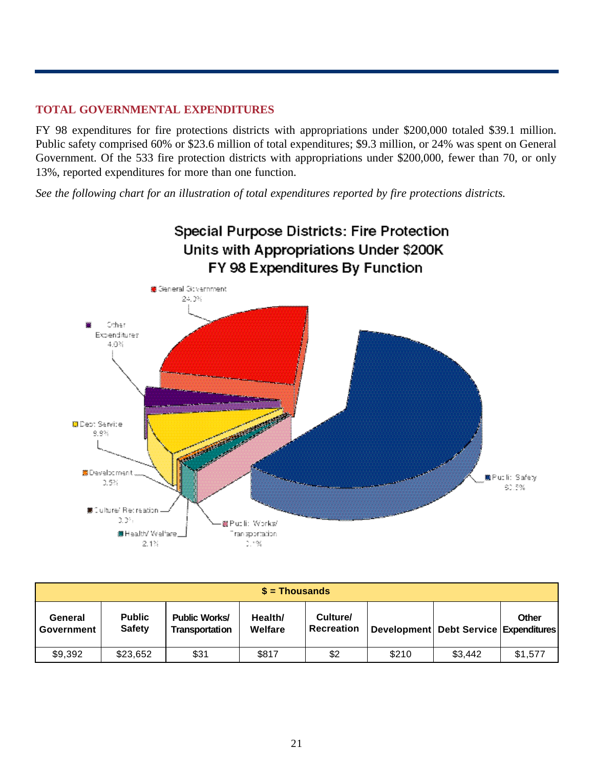## TOTAL GOVERNMENTAL EXPENDITURES

FY 98 expenditures for fire protections districts with appropriations under $200,000 totaled $39.1 million. Public safety comprised 60% or $23.6 million of total expenditures; $9.3 million, or 24% was spent on General Government. Of the 533 fire protection districts with appropriations under $200,000, fewer than 70, or only 13%, reported expenditures for more than one function.

*See the following chart for an illustration of total expenditures reported by fire protections districts.*

**Special Purpose Districts: Fire Protection Units with Appropriations Under $200K FY 98 Expenditures By Function**

- General Government 24.0%
- Other Expenditures 4.0%
- Debt Service 8.8%
- Development 0.5%
- Culture/ Recreation 0.0%
- Health/ Welfare 2.1%
- Public Works/ Transportation 0.1%
- Public Safety 60.5%

| $ = Thousands | | | | | | | |
|---|---|---|---|---|---|---|---|
| General Government | Public Safety | Public Works/ Transportation | Health/ Welfare | Culture/ Recreation | Development | Debt Service | Other Expenditures |
| $9,392 | $23,652 | $31 | $817 | $2 | $210 | $3,442 | $1,577 |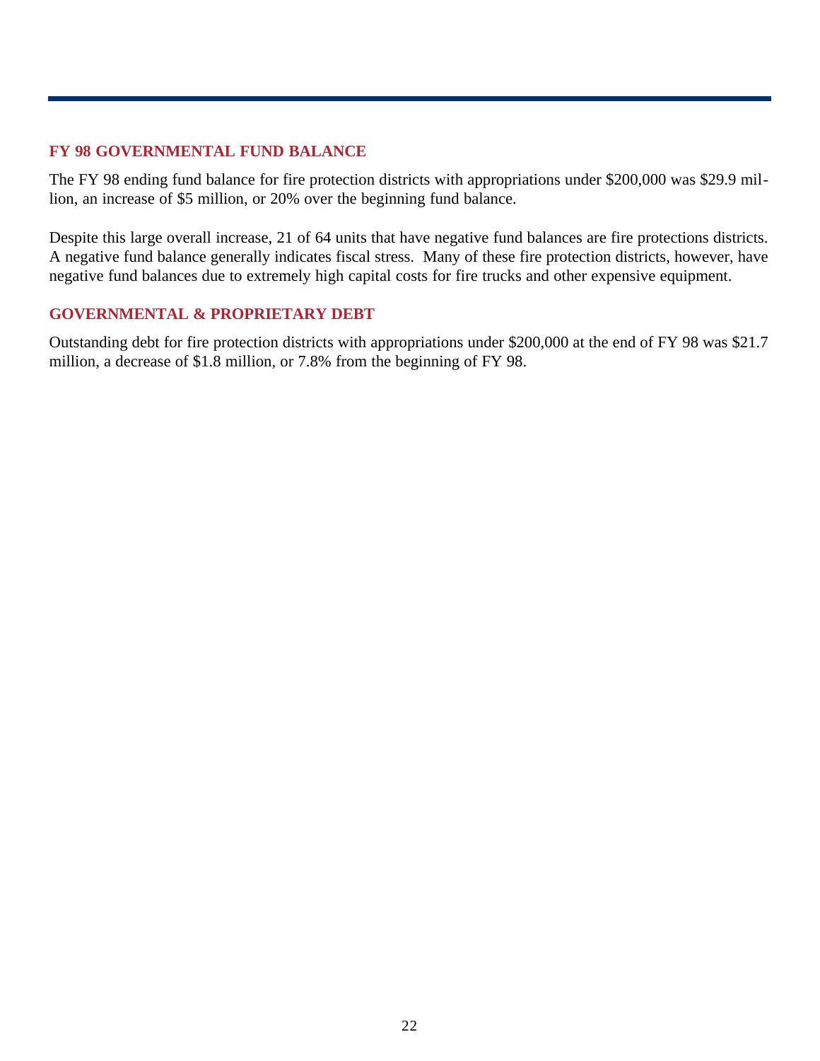## FY 98 GOVERNMENTAL FUND BALANCE

The FY 98 ending fund balance for fire protection districts with appropriations under $200,000 was $29.9 million, an increase of $5 million, or 20% over the beginning fund balance.

Despite this large overall increase, 21 of 64 units that have negative fund balances are fire protections districts. A negative fund balance generally indicates fiscal stress. Many of these fire protection districts, however, have negative fund balances due to extremely high capital costs for fire trucks and other expensive equipment.

## GOVERNMENTAL & PROPRIETARY DEBT

Outstanding debt for fire protection districts with appropriations under $200,000 at the end of FY 98 was $21.7 million, a decrease of $1.8 million, or 7.8% from the beginning of FY 98.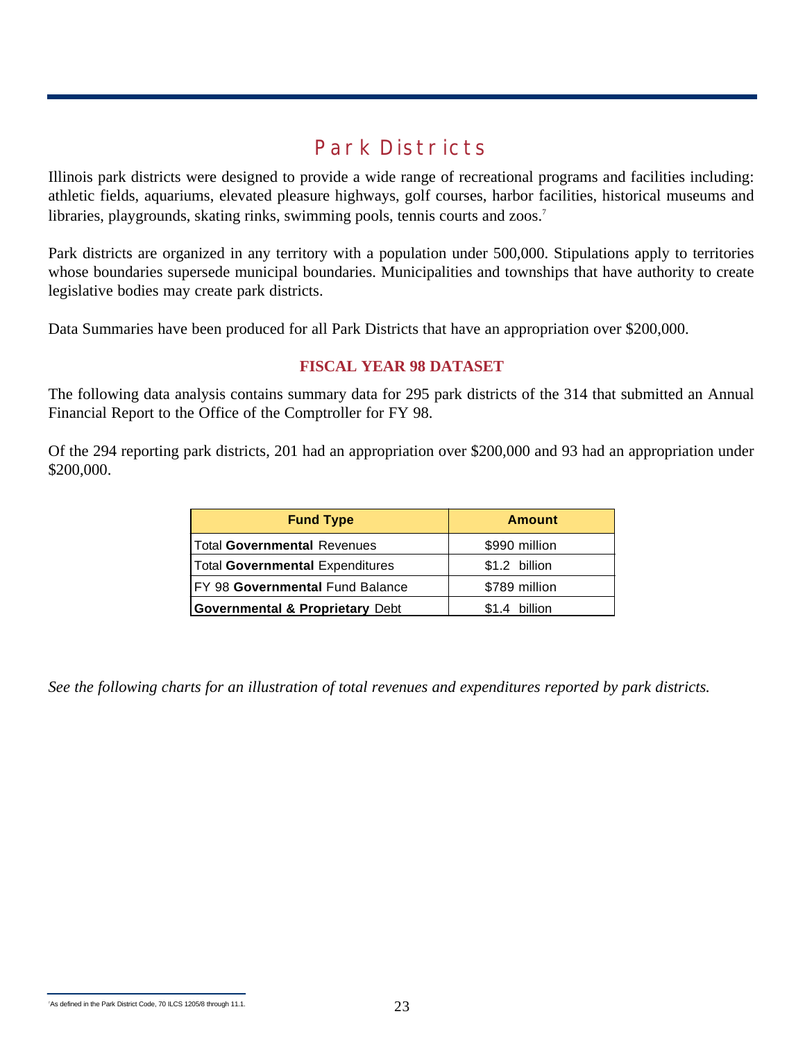# Park Districts

Illinois park districts were designed to provide a wide range of recreational programs and facilities including: athletic fields, aquariums, elevated pleasure highways, golf courses, harbor facilities, historical museums and libraries, playgrounds, skating rinks, swimming pools, tennis courts and zoos.[7]

Park districts are organized in any territory with a population under 500,000. Stipulations apply to territories whose boundaries supersede municipal boundaries. Municipalities and townships that have authority to create legislative bodies may create park districts.

Data Summaries have been produced for all Park Districts that have an appropriation over $200,000.

## FISCAL YEAR 98 DATASET

The following data analysis contains summary data for 295 park districts of the 314 that submitted an Annual Financial Report to the Office of the Comptroller for FY 98.

Of the 294 reporting park districts, 201 had an appropriation over $200,000 and 93 had an appropriation under $200,000.

| Fund Type | Amount |
|---|---|
| Total **Governmental** Revenues | $990 million |
| Total **Governmental** Expenditures | $1.2 billion |
| FY 98 **Governmental** Fund Balance | $789 million |
| **Governmental & Proprietary** Debt | $1.4 billion |

*See the following charts for an illustration of total revenues and expenditures reported by park districts.*

[7] As defined in the Park District Code, 70 ILCS 1205/8 through 11.1.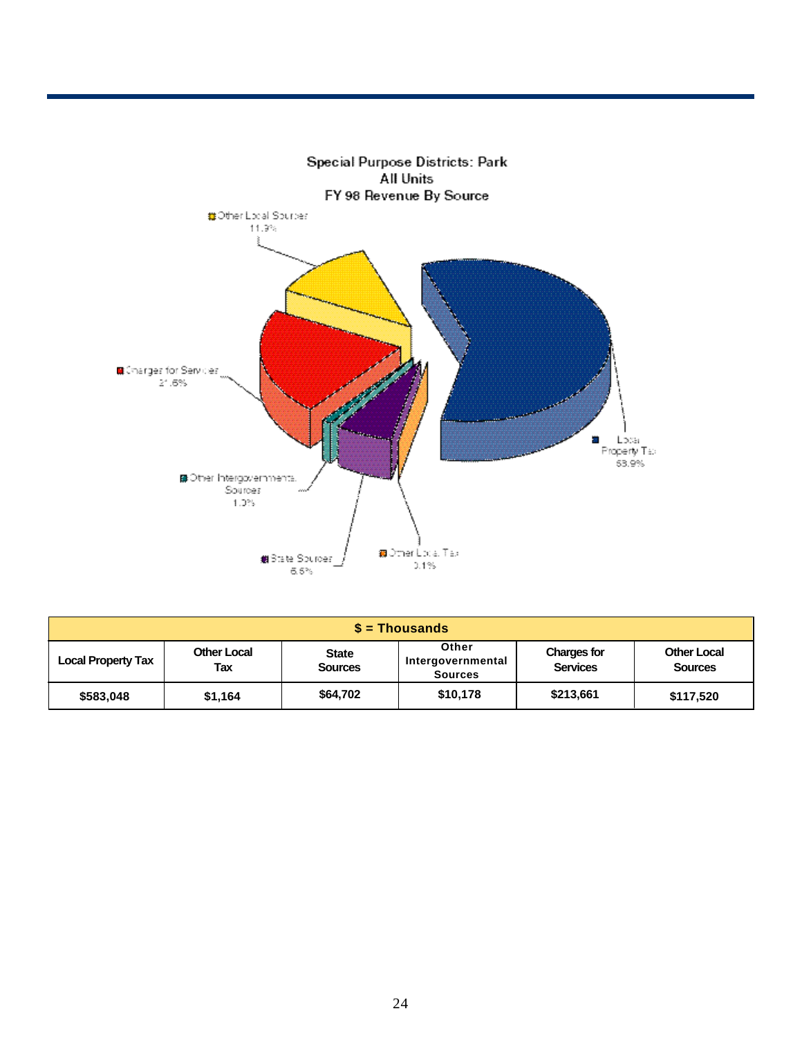Special Purpose Districts: Park
All Units
FY 98 Revenue By Source

Other Local Sources 11.9%

Charges for Services 21.6%

Other Intergovernmental Sources 1.0%

State Sources 6.6%

Other Local Tax 0.1%

Local Property Tax 58.9%

| $ = Thousands | | | | | |
|---|---|---|---|---|---|
| Local Property Tax | Other Local Tax | State Sources | Other Intergovernmental Sources | Charges for Services | Other Local Sources |
| $583,048 | $1,164 | $64,702 | $10,178 | $213,661 | $117,520 |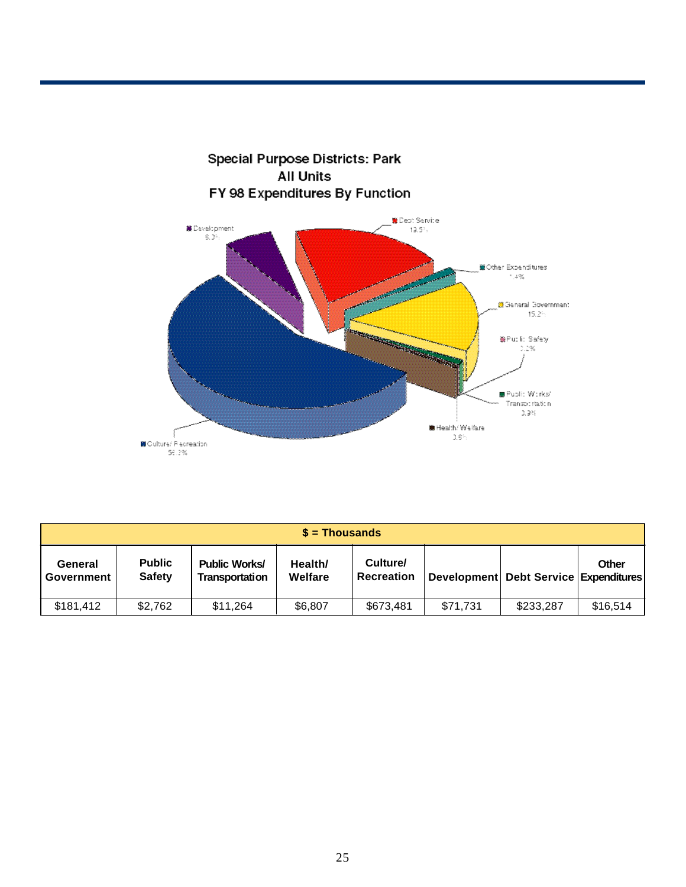**Special Purpose Districts: Park**
**All Units**
**FY 98 Expenditures By Function**

Development 6.0%
Debt Service 19.5%
Other Expenditures 1.4%
General Government 15.2%
Public Safety 0.2%
Public Works/ Transportation 0.9%
Health/ Welfare 0.6%
Culture/ Recreation 56.3%

| $ = Thousands | | | | | | | |
|---|---|---|---|---|---|---|---|
| General Government | Public Safety | Public Works/ Transportation | Health/ Welfare | Culture/ Recreation | Development | Debt Service | Other Expenditures |
| $181,412 | $2,762 | $11,264 | $6,807 | $673,481 | $71,731 | $233,287 | $16,514 |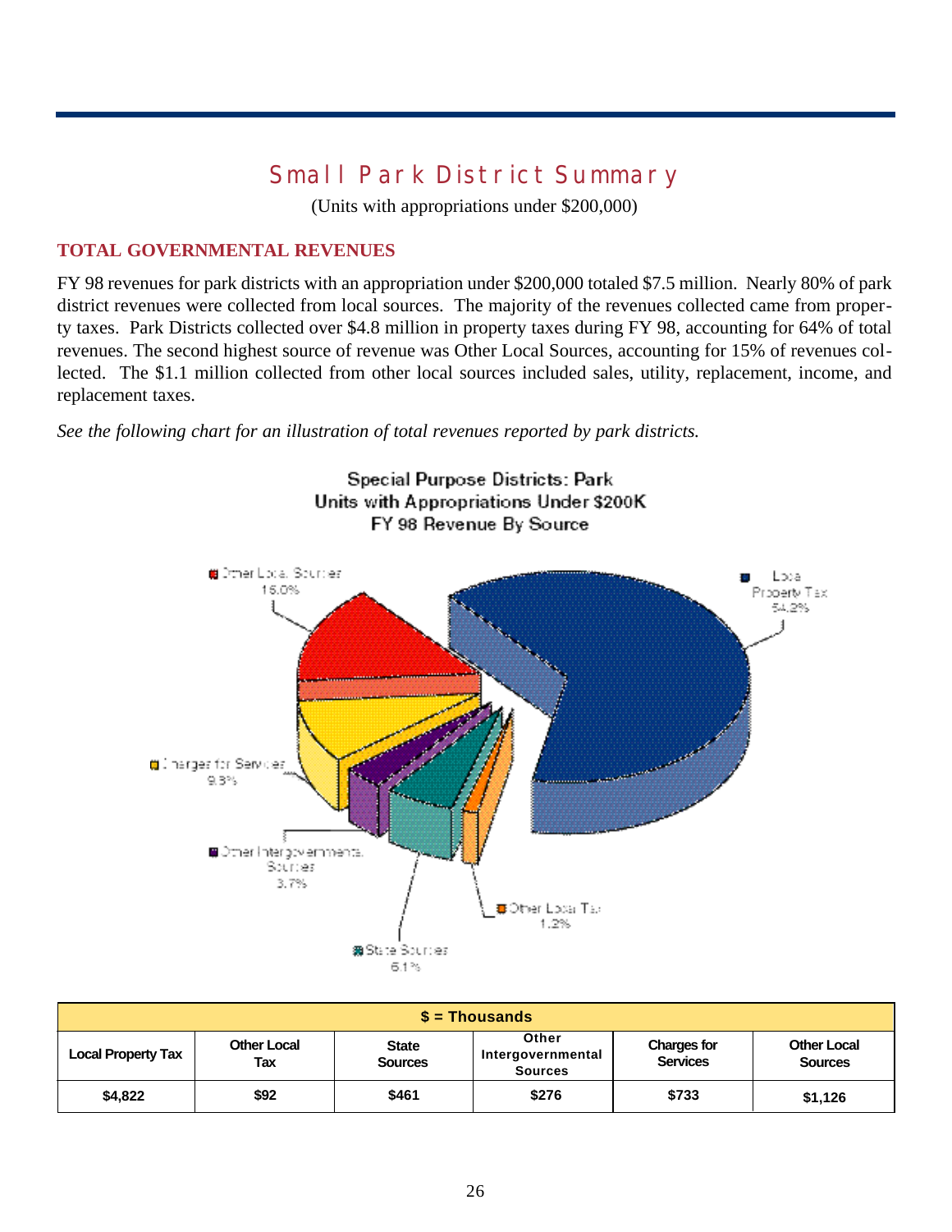# Small Park District Summary

(Units with appropriations under $200,000)

## TOTAL GOVERNMENTAL REVENUES

FY 98 revenues for park districts with an appropriation under $200,000 totaled $7.5 million. Nearly 80% of park district revenues were collected from local sources. The majority of the revenues collected came from property taxes. Park Districts collected over $4.8 million in property taxes during FY 98, accounting for 64% of total revenues. The second highest source of revenue was Other Local Sources, accounting for 15% of revenues collected. The $1.1 million collected from other local sources included sales, utility, replacement, income, and replacement taxes.

*See the following chart for an illustration of total revenues reported by park districts.*

Special Purpose Districts: Park
Units with Appropriations Under $200K
FY 98 Revenue By Source

- Local Property Tax 54.2%
- Other Local Sources 15.0%
- Charges for Services 9.8%
- Other Intergovernmental Sources 3.7%
- State Sources 6.1%
- Other Local Tax 1.2%

| $ = Thousands | | | | | |
|---|---|---|---|---|---|
| Local Property Tax | Other Local Tax | State Sources | Other Intergovernmental Sources | Charges for Services | Other Local Sources |
| $4,822 | $92 | $461 | $276 | $733 | $1,126 |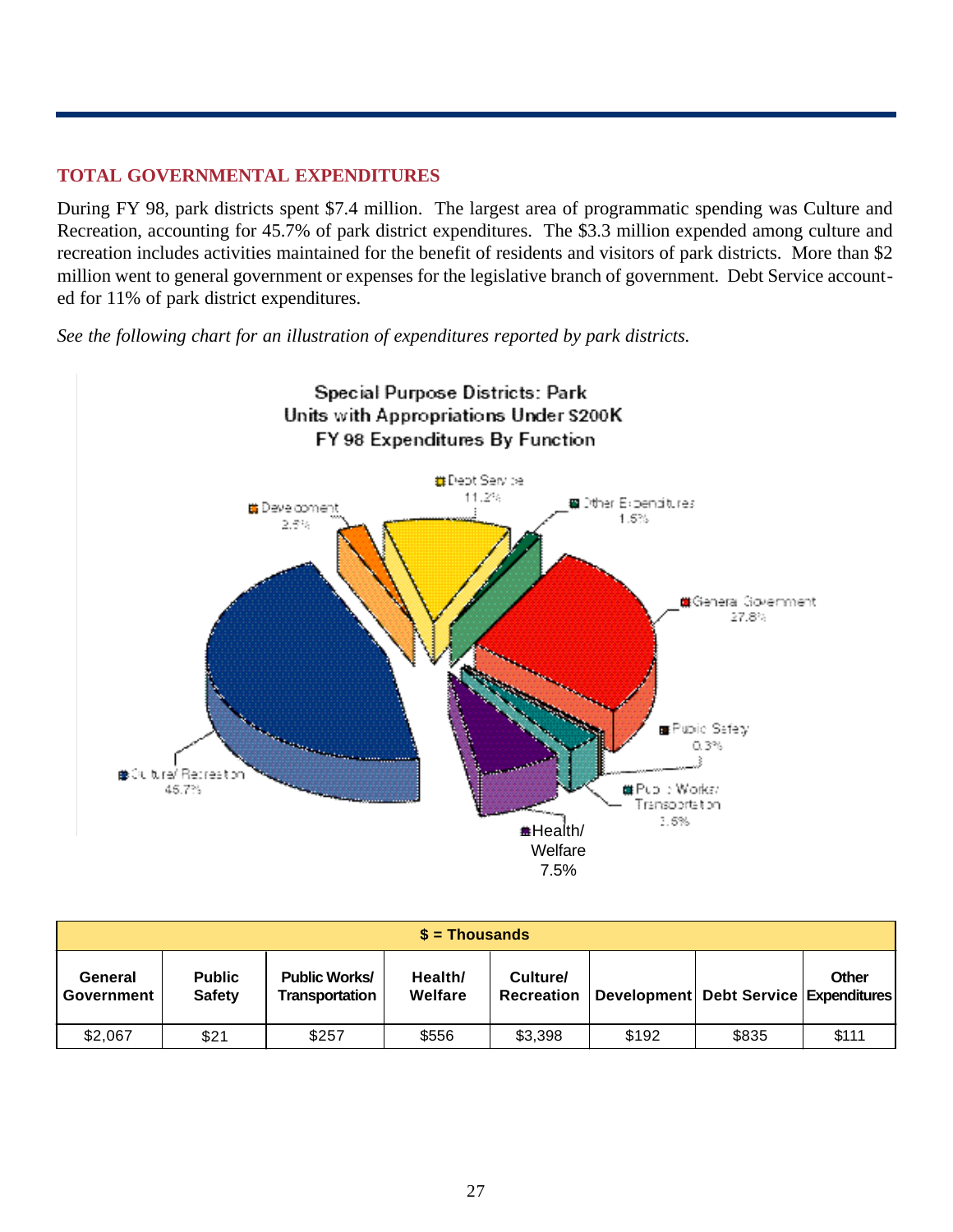## TOTAL GOVERNMENTAL EXPENDITURES

During FY 98, park districts spent $7.4 million. The largest area of programmatic spending was Culture and Recreation, accounting for 45.7% of park district expenditures. The $3.3 million expended among culture and recreation includes activities maintained for the benefit of residents and visitors of park districts. More than $2 million went to general government or expenses for the legislative branch of government. Debt Service accounted for 11% of park district expenditures.

*See the following chart for an illustration of expenditures reported by park districts.*

**Special Purpose Districts: Park Units with Appropriations Under $200K FY 98 Expenditures By Function**

- Debt Service 11.2%
- Other Expenditures 1.5%
- General Government 27.8%
- Public Safety 0.3%
- Public Works/ Transportation 3.5%
- Health/ Welfare 7.5%
- Culture/ Recreation 45.7%
- Development 2.5%

| $ = Thousands | | | | | | | |
|---|---|---|---|---|---|---|---|
| General Government | Public Safety | Public Works/ Transportation | Health/ Welfare | Culture/ Recreation | Development | Debt Service | Other Expenditures |
| $2,067 | $21 | $257 | $556 | $3,398 | $192 | $835 | $111 |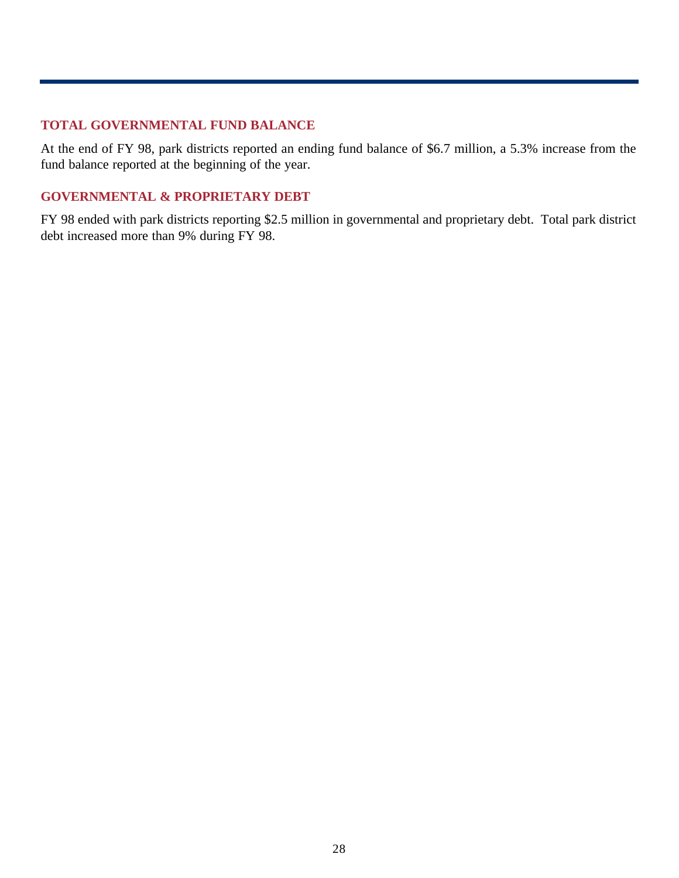## TOTAL GOVERNMENTAL FUND BALANCE

At the end of FY 98, park districts reported an ending fund balance of $6.7 million, a 5.3% increase from the fund balance reported at the beginning of the year.

## GOVERNMENTAL & PROPRIETARY DEBT

FY 98 ended with park districts reporting $2.5 million in governmental and proprietary debt. Total park district debt increased more than 9% during FY 98.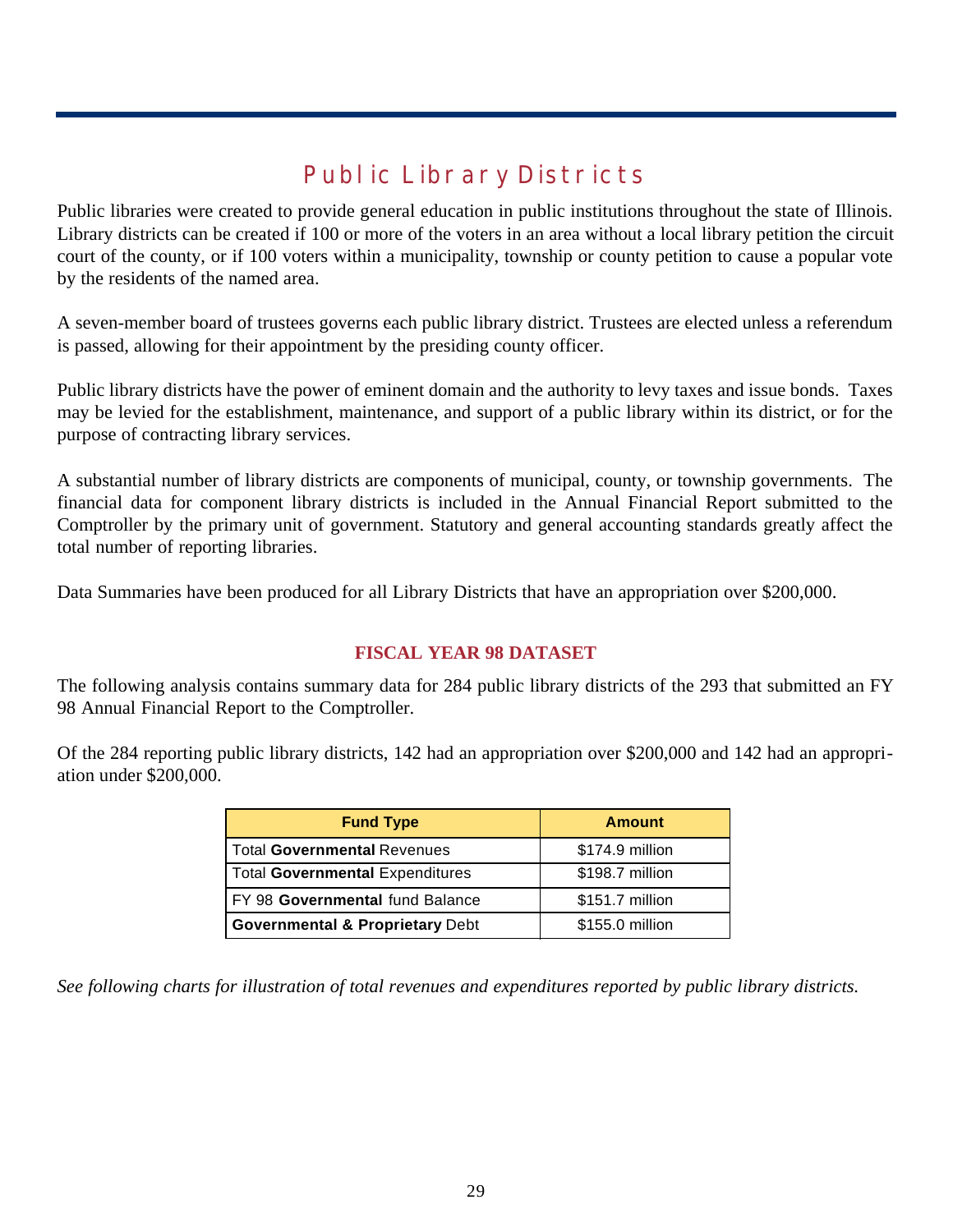# Public Library Districts

Public libraries were created to provide general education in public institutions throughout the state of Illinois. Library districts can be created if 100 or more of the voters in an area without a local library petition the circuit court of the county, or if 100 voters within a municipality, township or county petition to cause a popular vote by the residents of the named area.

A seven-member board of trustees governs each public library district. Trustees are elected unless a referendum is passed, allowing for their appointment by the presiding county officer.

Public library districts have the power of eminent domain and the authority to levy taxes and issue bonds. Taxes may be levied for the establishment, maintenance, and support of a public library within its district, or for the purpose of contracting library services.

A substantial number of library districts are components of municipal, county, or township governments. The financial data for component library districts is included in the Annual Financial Report submitted to the Comptroller by the primary unit of government. Statutory and general accounting standards greatly affect the total number of reporting libraries.

Data Summaries have been produced for all Library Districts that have an appropriation over $200,000.

## FISCAL YEAR 98 DATASET

The following analysis contains summary data for 284 public library districts of the 293 that submitted an FY 98 Annual Financial Report to the Comptroller.

Of the 284 reporting public library districts, 142 had an appropriation over $200,000 and 142 had an appropriation under $200,000.

| Fund Type | Amount |
|---|---|
| Total **Governmental** Revenues | $174.9 million |
| Total **Governmental** Expenditures | $198.7 million |
| FY 98 **Governmental** fund Balance | $151.7 million |
| **Governmental & Proprietary** Debt | $155.0 million |

*See following charts for illustration of total revenues and expenditures reported by public library districts.*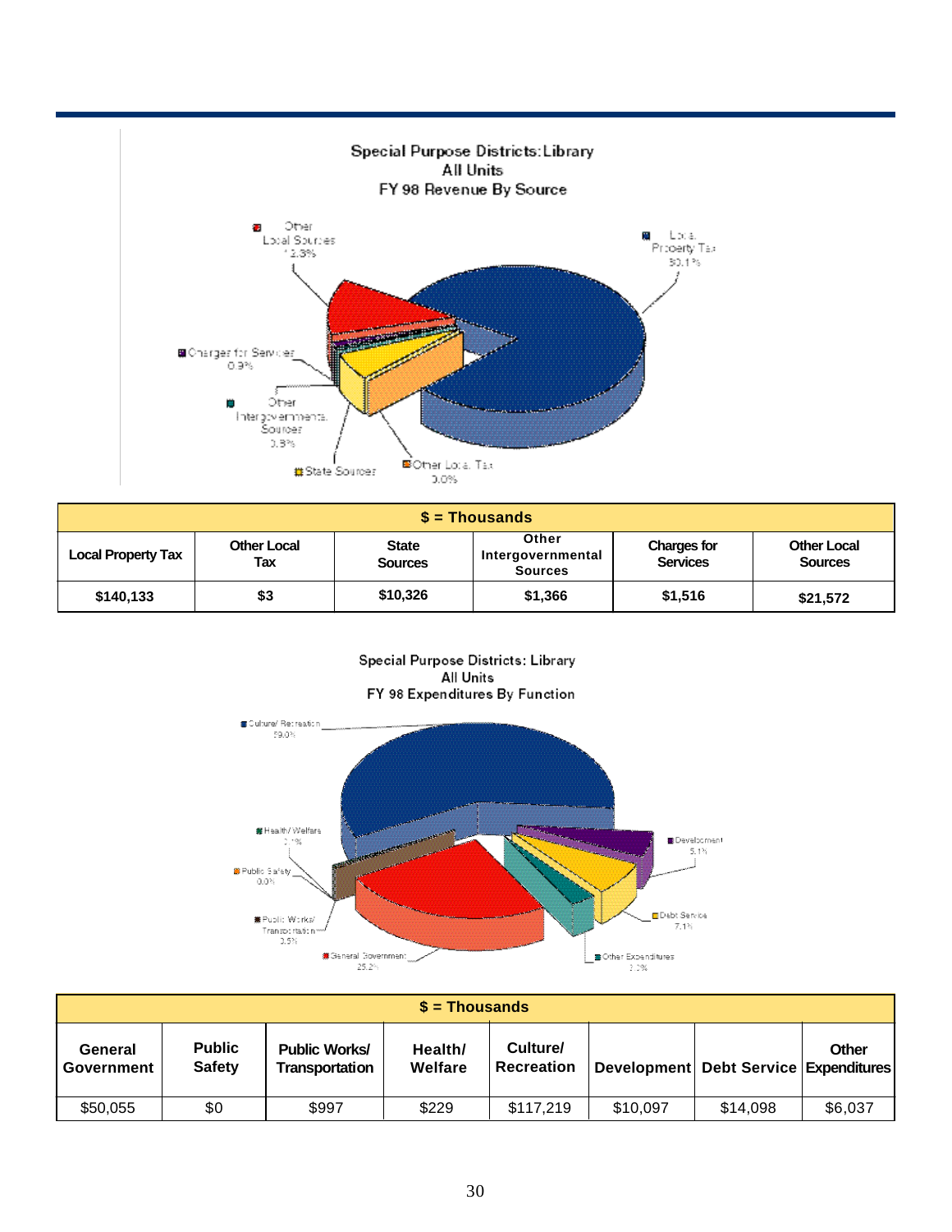**Special Purpose Districts: Library**
**All Units**
**FY 98 Revenue By Source**

Other Local Sources 12.3%
Local Property Tax 80.1%
Charges for Services 0.9%
Other Intergovernmental Sources 0.8%
State Sources
Other Local Tax 0.0%

| $ = Thousands | | | | | |
|---|---|---|---|---|---|
| Local Property Tax | Other Local Tax | State Sources | Other Intergovernmental Sources | Charges for Services | Other Local Sources |
| $140,133 | $3 | $10,326 | $1,366 | $1,516 | $21,572 |

**Special Purpose Districts: Library**
**All Units**
**FY 98 Expenditures By Function**

Culture/ Recreation 59.0%
Health/ Welfare 0.1%
Public Safety 0.0%
Public Works/ Transportation 0.5%
General Government 25.2%
Development 5.1%
Debt Service 7.1%
Other Expenditures 3.0%

| $ = Thousands | | | | | | | |
|---|---|---|---|---|---|---|---|
| General Government | Public Safety | Public Works/ Transportation | Health/ Welfare | Culture/ Recreation | Development | Debt Service | Other Expenditures |
| $50,055 | $0 | $997 | $229 | $117,219 | $10,097 | $14,098 | $6,037 |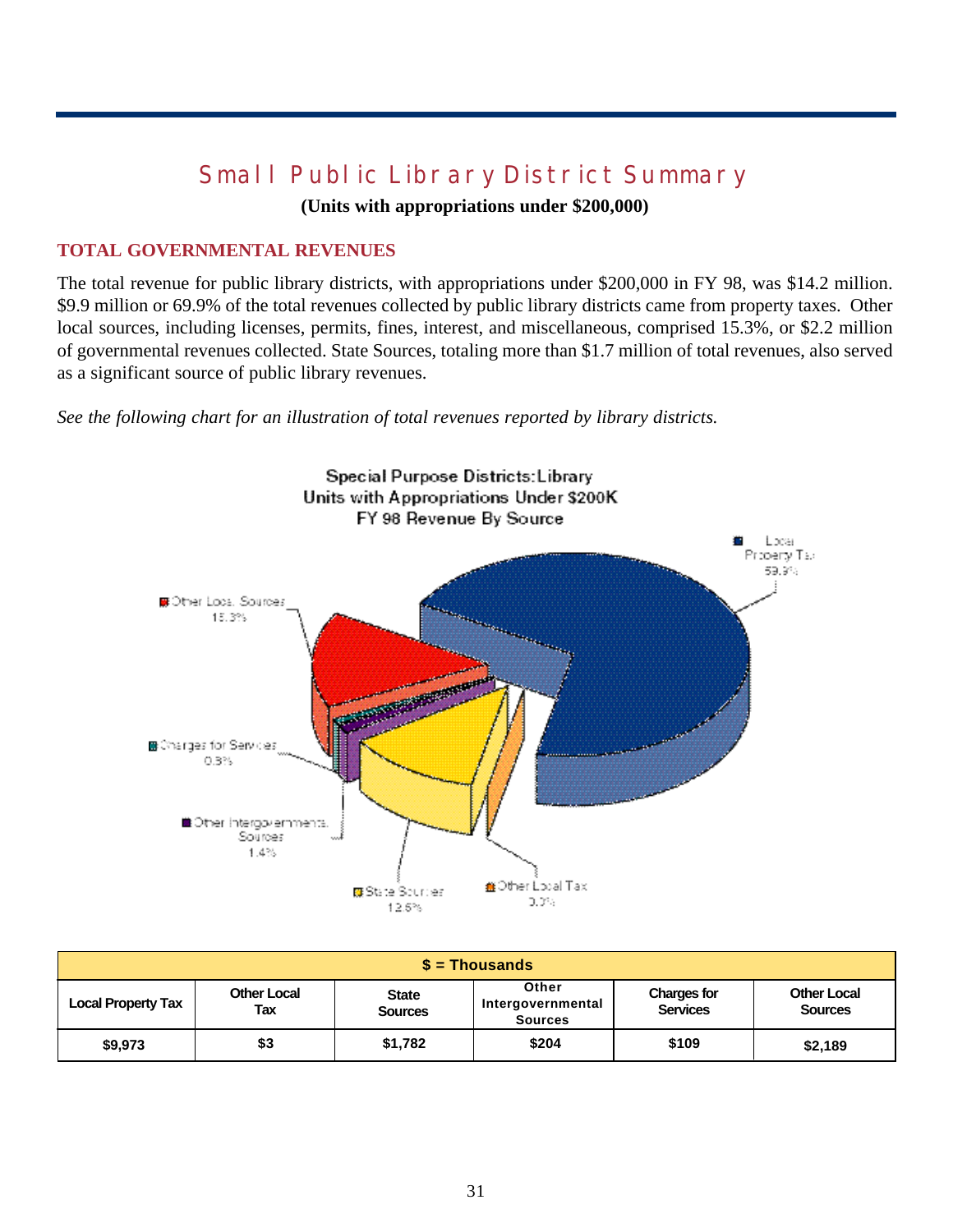# Small Public Library District Summary

**(Units with appropriations under $200,000)**

## TOTAL GOVERNMENTAL REVENUES

The total revenue for public library districts, with appropriations under $200,000 in FY 98, was $14.2 million. $9.9 million or 69.9% of the total revenues collected by public library districts came from property taxes. Other local sources, including licenses, permits, fines, interest, and miscellaneous, comprised 15.3%, or $2.2 million of governmental revenues collected. State Sources, totaling more than $1.7 million of total revenues, also served as a significant source of public library revenues.

*See the following chart for an illustration of total revenues reported by library districts.*

Special Purpose Districts: Library
Units with Appropriations Under $200K
FY 98 Revenue By Source

- Local Property Tax 69.9%
- Other Local Sources 15.3%
- Charges for Services 0.8%
- Other Intergovernmental Sources 1.4%
- State Sources 12.5%
- Other Local Tax 0.0%

| $ = Thousands | | | | | |
|---|---|---|---|---|---|
| Local Property Tax | Other Local Tax | State Sources | Other Intergovernmental Sources | Charges for Services | Other Local Sources |
| $9,973 | $3 | $1,782 | $204 | $109 | $2,189 |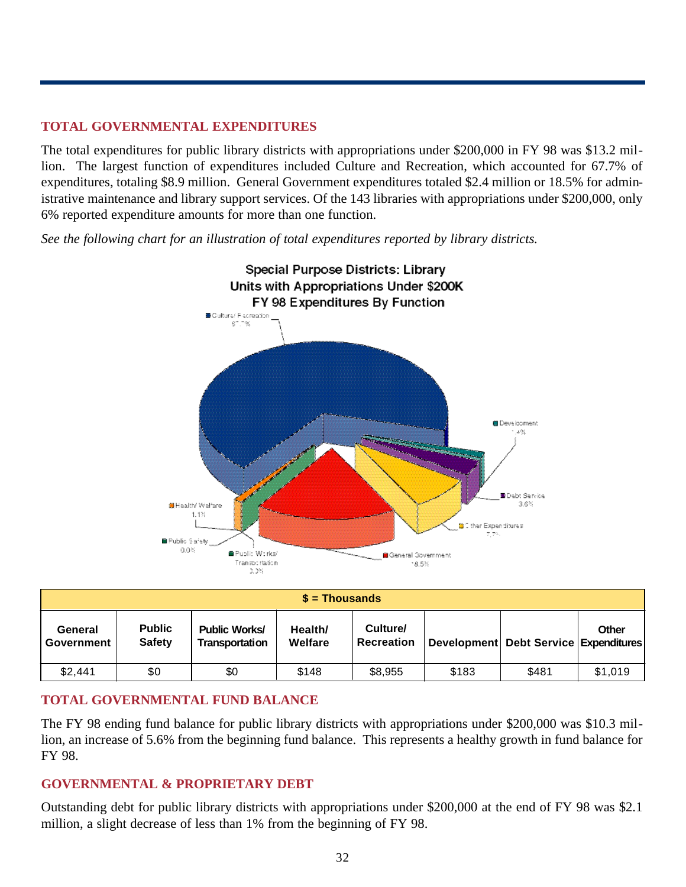## TOTAL GOVERNMENTAL EXPENDITURES

The total expenditures for public library districts with appropriations under $200,000 in FY 98 was $13.2 million. The largest function of expenditures included Culture and Recreation, which accounted for 67.7% of expenditures, totaling $8.9 million. General Government expenditures totaled $2.4 million or 18.5% for administrative maintenance and library support services. Of the 143 libraries with appropriations under $200,000, only 6% reported expenditure amounts for more than one function.

*See the following chart for an illustration of total expenditures reported by library districts.*

Special Purpose Districts: Library Units with Appropriations Under $200K FY 98 Expenditures By Function

| $ = Thousands | | | | | | | |
|---|---|---|---|---|---|---|---|
| **General Government** | **Public Safety** | **Public Works/ Transportation** | **Health/ Welfare** | **Culture/ Recreation** | **Development** | **Debt Service** | **Other Expenditures** |
| $2,441 | $0 | $0 | $148 | $8,955 | $183 | $481 | $1,019 |

## TOTAL GOVERNMENTAL FUND BALANCE

The FY 98 ending fund balance for public library districts with appropriations under $200,000 was $10.3 million, an increase of 5.6% from the beginning fund balance. This represents a healthy growth in fund balance for FY 98.

## GOVERNMENTAL & PROPRIETARY DEBT

Outstanding debt for public library districts with appropriations under $200,000 at the end of FY 98 was $2.1 million, a slight decrease of less than 1% from the beginning of FY 98.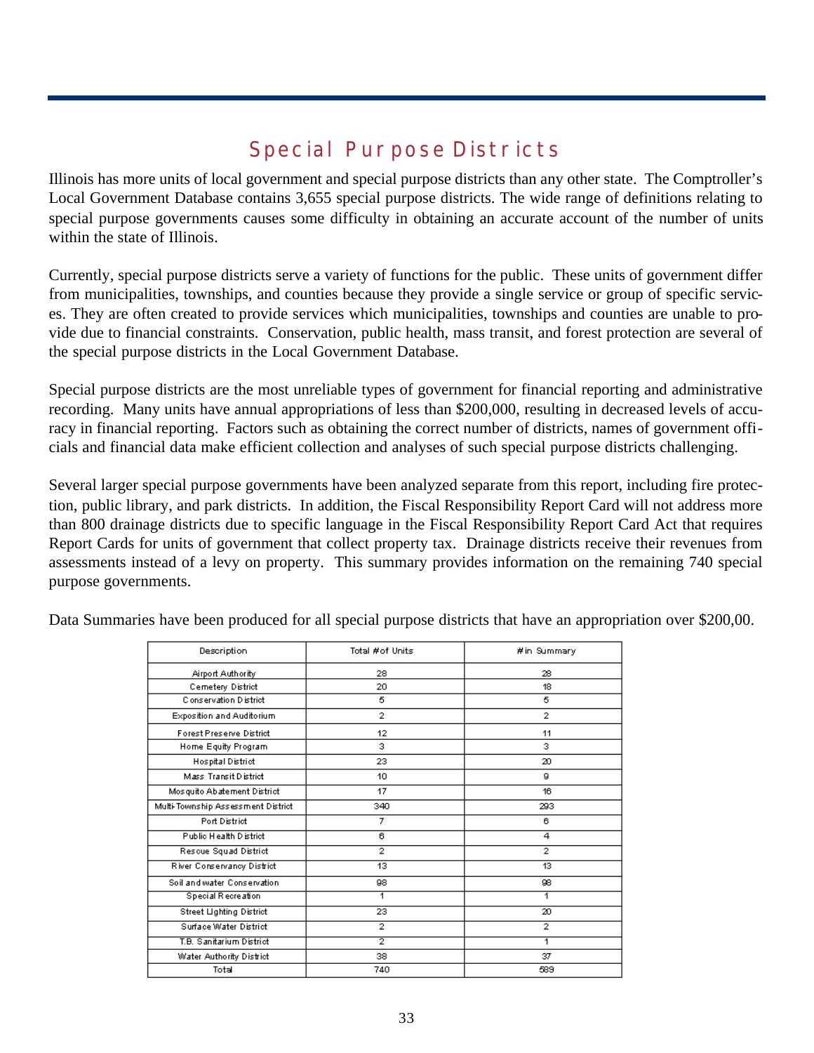# Special Purpose Districts

Illinois has more units of local government and special purpose districts than any other state. The Comptroller's Local Government Database contains 3,655 special purpose districts. The wide range of definitions relating to special purpose governments causes some difficulty in obtaining an accurate account of the number of units within the state of Illinois.

Currently, special purpose districts serve a variety of functions for the public. These units of government differ from municipalities, townships, and counties because they provide a single service or group of specific services. They are often created to provide services which municipalities, townships and counties are unable to provide due to financial constraints. Conservation, public health, mass transit, and forest protection are several of the special purpose districts in the Local Government Database.

Special purpose districts are the most unreliable types of government for financial reporting and administrative recording. Many units have annual appropriations of less than $200,000, resulting in decreased levels of accuracy in financial reporting. Factors such as obtaining the correct number of districts, names of government officials and financial data make efficient collection and analyses of such special purpose districts challenging.

Several larger special purpose governments have been analyzed separate from this report, including fire protection, public library, and park districts. In addition, the Fiscal Responsibility Report Card will not address more than 800 drainage districts due to specific language in the Fiscal Responsibility Report Card Act that requires Report Cards for units of government that collect property tax. Drainage districts receive their revenues from assessments instead of a levy on property. This summary provides information on the remaining 740 special purpose governments.

Data Summaries have been produced for all special purpose districts that have an appropriation over $200,00.

| Description | Total # of Units | # in Summary |
|---|---|---|
| Airport Authority | 28 | 28 |
| Cemetery District | 20 | 18 |
| Conservation District | 5 | 5 |
| Exposition and Auditorium | 2 | 2 |
| Forest Preserve District | 12 | 11 |
| Home Equity Program | 3 | 3 |
| Hospital District | 23 | 20 |
| Mass Transit District | 10 | 9 |
| Mosquito Abatement District | 17 | 16 |
| Multi-Township Assessment District | 340 | 293 |
| Port District | 7 | 6 |
| Public Health District | 6 | 4 |
| Rescue Squad District | 2 | 2 |
| River Conservancy District | 13 | 13 |
| Soil and water Conservation | 98 | 98 |
| Special Recreation | 1 | 1 |
| Street Lighting District | 23 | 20 |
| Surface Water District | 2 | 2 |
| T.B. Sanitarium District | 2 | 1 |
| Water Authority District | 38 | 37 |
| Total | 740 | 589 |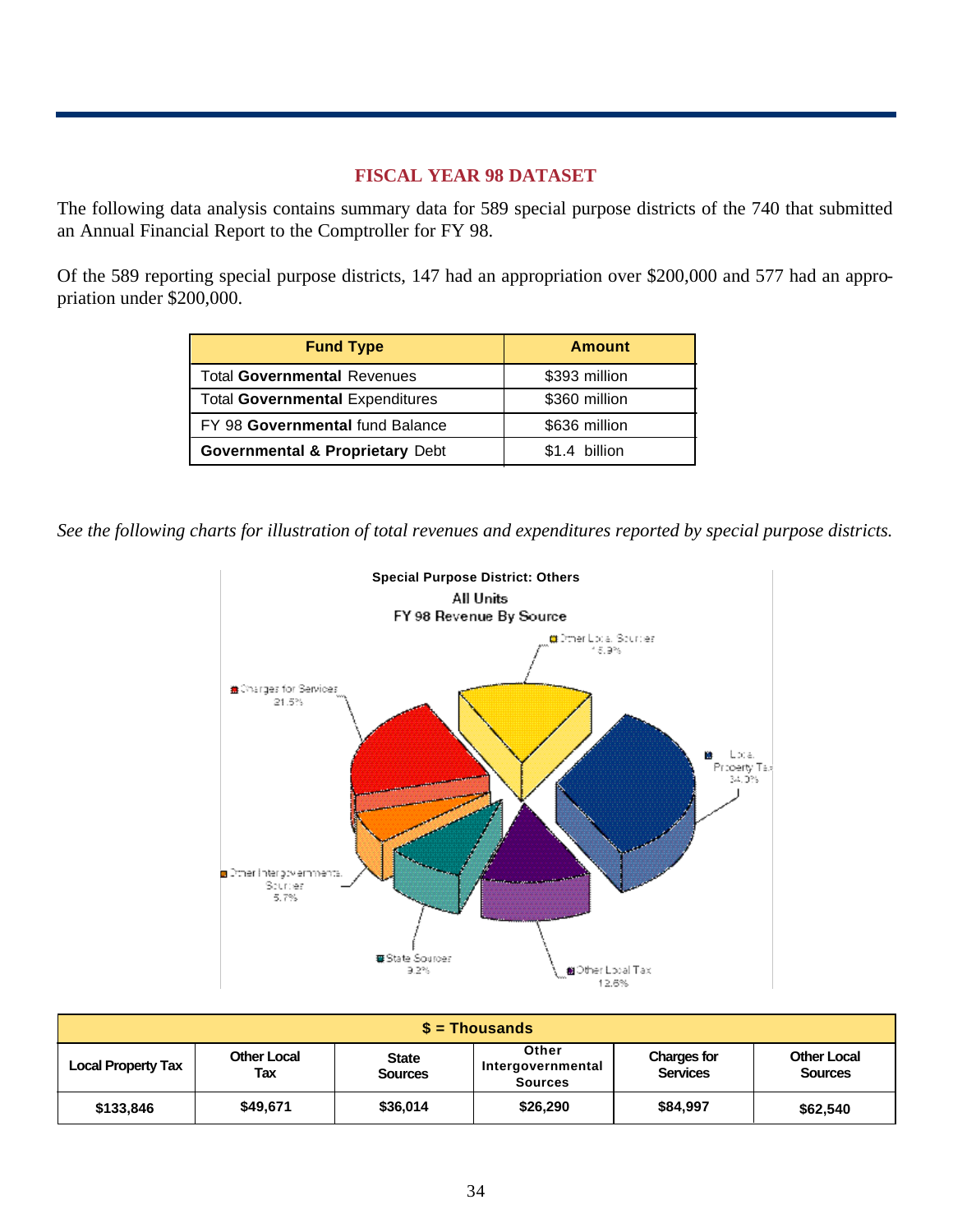## FISCAL YEAR 98 DATASET

The following data analysis contains summary data for 589 special purpose districts of the 740 that submitted an Annual Financial Report to the Comptroller for FY 98.

Of the 589 reporting special purpose districts, 147 had an appropriation over $200,000 and 577 had an appropriation under $200,000.

| Fund Type | Amount |
|---|---|
| Total **Governmental** Revenues | $393 million |
| Total **Governmental** Expenditures | $360 million |
| FY 98 **Governmental** fund Balance | $636 million |
| **Governmental & Proprietary** Debt | $1.4 billion |

*See the following charts for illustration of total revenues and expenditures reported by special purpose districts.*

**Special Purpose District: Others**
All Units
FY 98 Revenue By Source

Other Local Sources 15.9%
Local Property Tax 34.0%
Other Local Tax 12.6%
State Sources 9.2%
Other Intergovernmental Sources 5.7%
Charges for Services 21.5%

| $ = Thousands | | | | | |
|---|---|---|---|---|---|
| **Local Property Tax** | **Other Local Tax** | **State Sources** | **Other Intergovernmental Sources** | **Charges for Services** | **Other Local Sources** |
| **$133,846** | **$49,671** | **$36,014** | **$26,290** | **$84,997** | **$62,540** |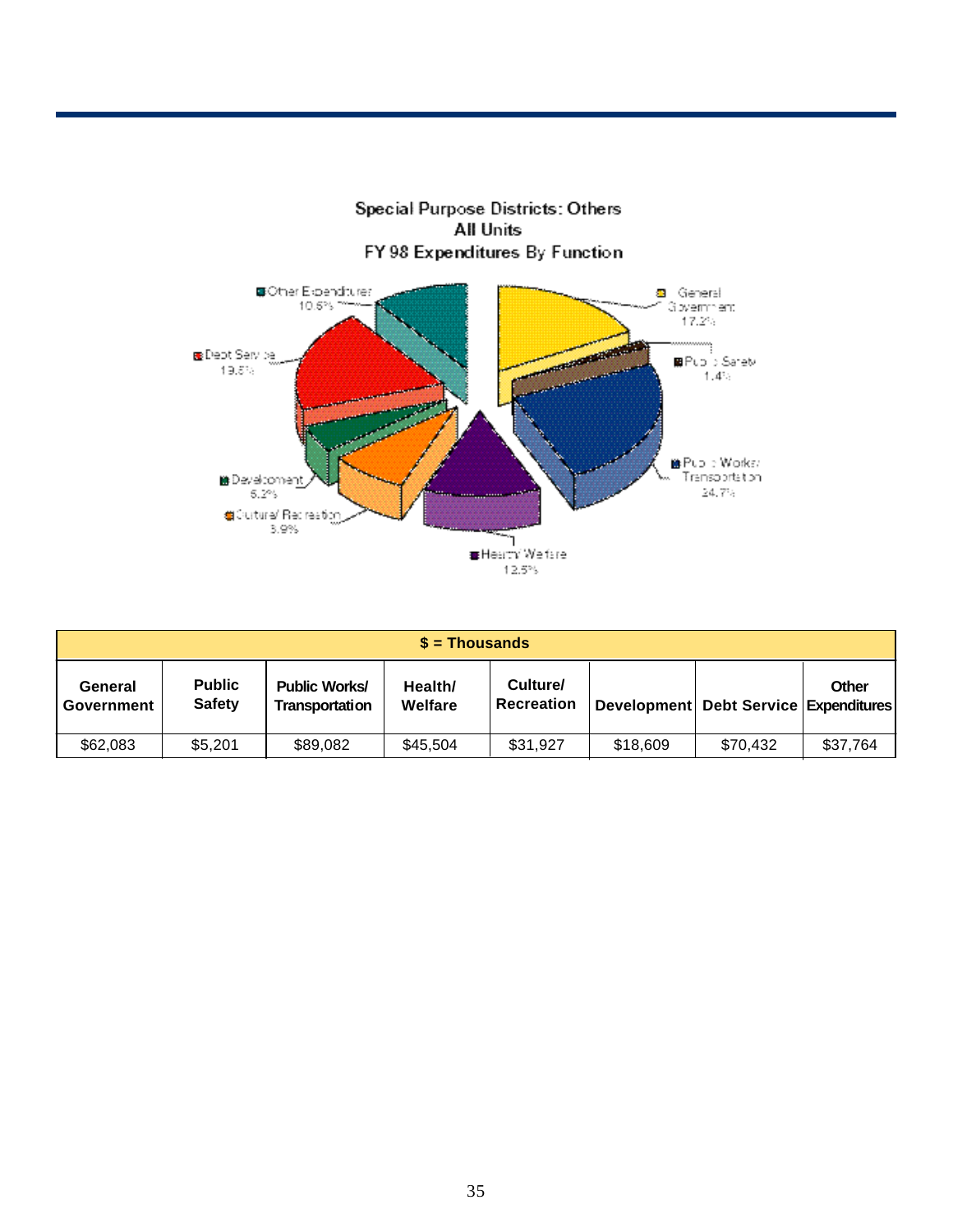## Special Purpose Districts: Others
## All Units
## FY 98 Expenditures By Function

- General Government 17.2%
- Public Safety 1.4%
- Public Works/ Transportation 24.7%
- Health/ Welfare 12.5%
- Culture/ Recreation 8.9%
- Development 5.2%
- Debt Service 19.5%
- Other Expenditures 10.5%

| $ = Thousands | | | | | | | |
|---|---|---|---|---|---|---|---|
| **General Government** | **Public Safety** | **Public Works/ Transportation** | **Health/ Welfare** | **Culture/ Recreation** | **Development** | **Debt Service** | **Other Expenditures** |
| $62,083 | $5,201 | $89,082 | $45,504 | $31,927 | $18,609 | $70,432 | $37,764 |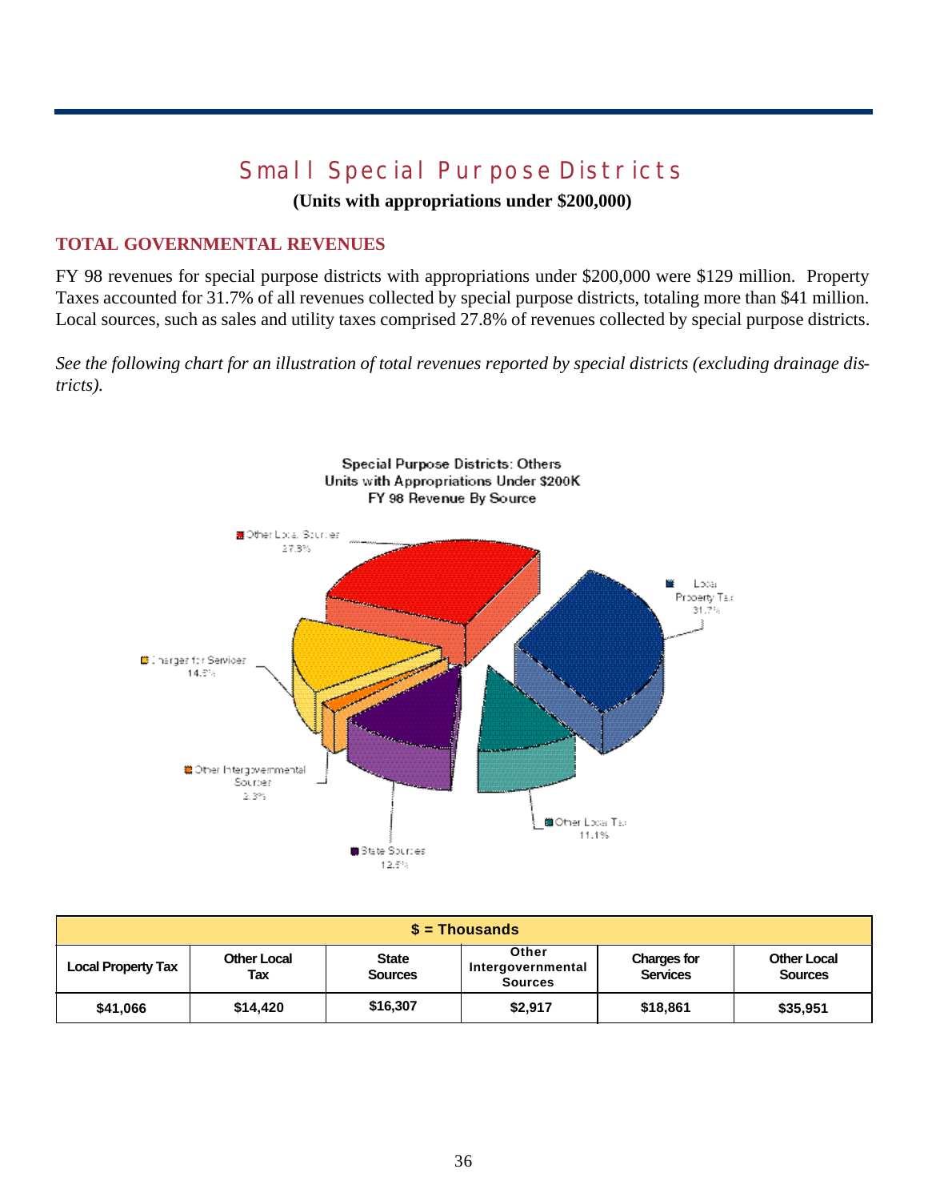# Small Special Purpose Districts

**(Units with appropriations under $200,000)**

## TOTAL GOVERNMENTAL REVENUES

FY 98 revenues for special purpose districts with appropriations under $200,000 were $129 million. Property Taxes accounted for 31.7% of all revenues collected by special purpose districts, totaling more than $41 million. Local sources, such as sales and utility taxes comprised 27.8% of revenues collected by special purpose districts.

*See the following chart for an illustration of total revenues reported by special districts (excluding drainage districts).*

Special Purpose Districts: Others
Units with Appropriations Under $200K
FY 98 Revenue By Source

Other Local Sources 27.8%
Local Property Tax 31.7%
Charges for Services 14.5%
Other Intergovernmental Sources 2.3%
Other Local Tax 11.1%
State Sources 12.6%

| $ = Thousands | | | | | |
|---|---|---|---|---|---|
| Local Property Tax | Other Local Tax | State Sources | Other Intergovernmental Sources | Charges for Services | Other Local Sources |
| $41,066 | $14,420 | $16,307 | $2,917 | $18,861 | $35,951 |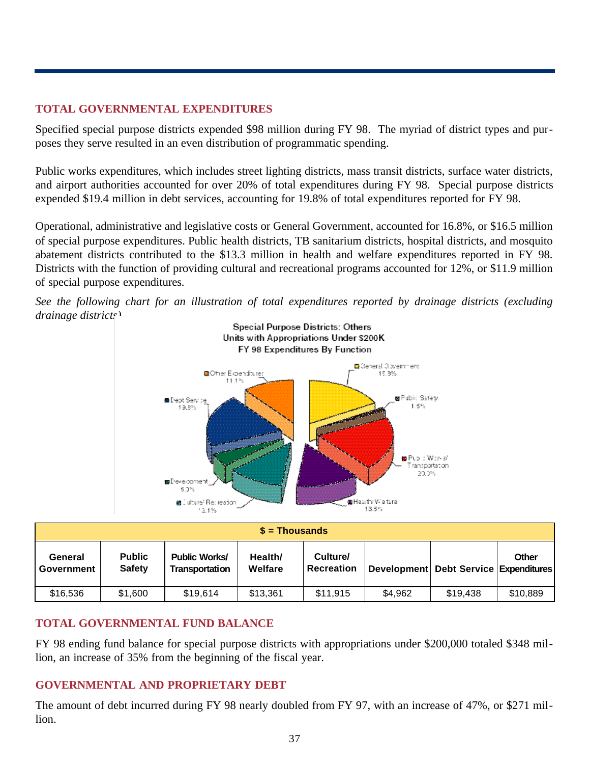## TOTAL GOVERNMENTAL EXPENDITURES

Specified special purpose districts expended $98 million during FY 98. The myriad of district types and purposes they serve resulted in an even distribution of programmatic spending.

Public works expenditures, which includes street lighting districts, mass transit districts, surface water districts, and airport authorities accounted for over 20% of total expenditures during FY 98. Special purpose districts expended $19.4 million in debt services, accounting for 19.8% of total expenditures reported for FY 98.

Operational, administrative and legislative costs or General Government, accounted for 16.8%, or $16.5 million of special purpose expenditures. Public health districts, TB sanitarium districts, hospital districts, and mosquito abatement districts contributed to the $13.3 million in health and welfare expenditures reported in FY 98. Districts with the function of providing cultural and recreational programs accounted for 12%, or $11.9 million of special purpose expenditures.

*See the following chart for an illustration of total expenditures reported by drainage districts (excluding drainage districts)*

**Special Purpose Districts: Others**
**Units with Appropriations Under $200K**
**FY 98 Expenditures By Function**

General Government 16.8%; Public Safety 1.6%; Public Works/Transportation 20.0%; Health/Welfare 13.6%; Culture/Recreation 12.1%; Development 5.0%; Debt Service 19.8%; Other Expenditures 11.1%

| $ = Thousands | | | | | | | |
|---|---|---|---|---|---|---|---|
| **General Government** | **Public Safety** | **Public Works/ Transportation** | **Health/ Welfare** | **Culture/ Recreation** | **Development** | **Debt Service** | **Other Expenditures** |
| $16,536 | $1,600 | $19,614 | $13,361 | $11,915 | $4,962 | $19,438 | $10,889 |

## TOTAL GOVERNMENTAL FUND BALANCE

FY 98 ending fund balance for special purpose districts with appropriations under $200,000 totaled $348 million, an increase of 35% from the beginning of the fiscal year.

## GOVERNMENTAL AND PROPRIETARY DEBT

The amount of debt incurred during FY 98 nearly doubled from FY 97, with an increase of 47%, or $271 million.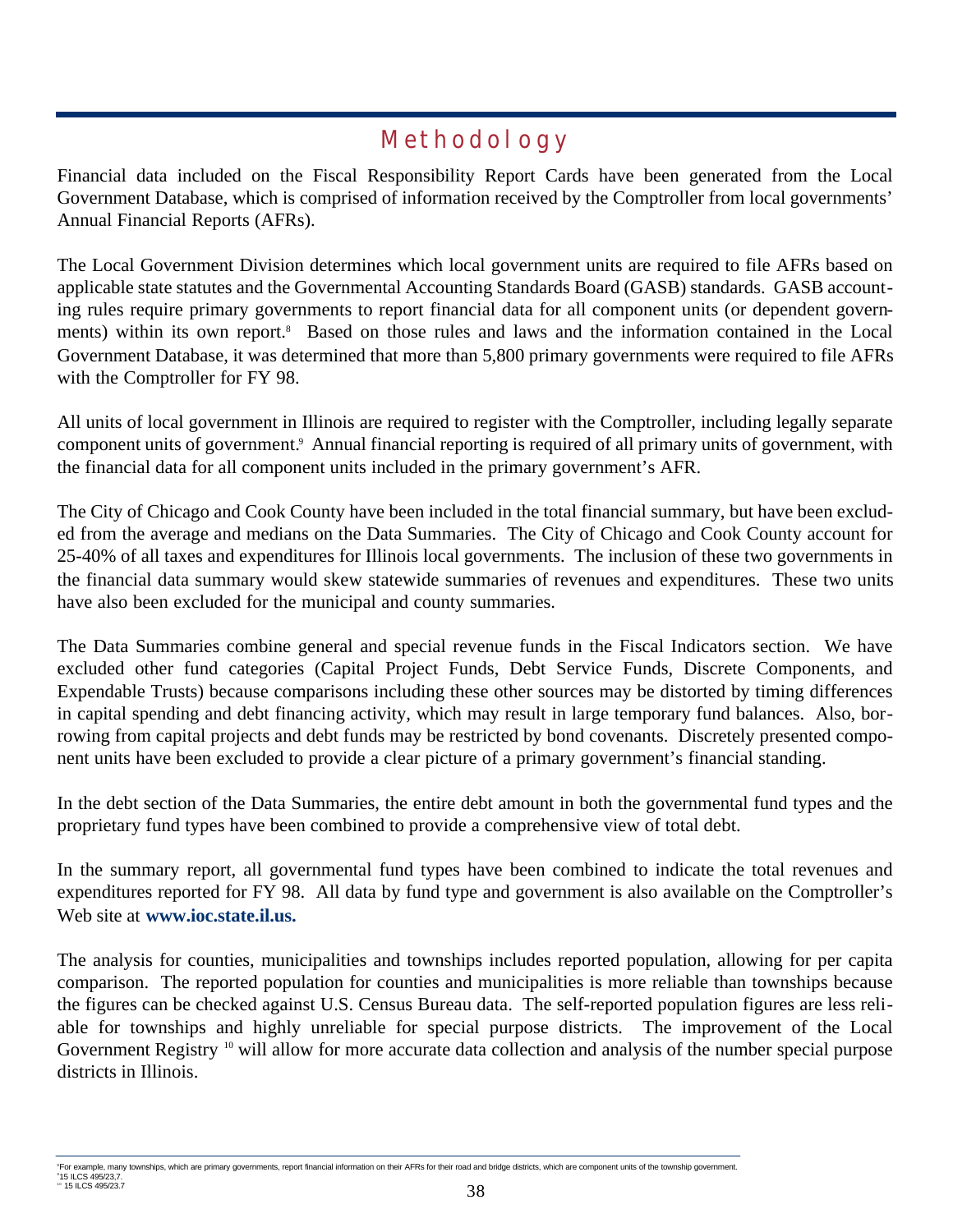# Methodology

Financial data included on the Fiscal Responsibility Report Cards have been generated from the Local Government Database, which is comprised of information received by the Comptroller from local governments' Annual Financial Reports (AFRs).

The Local Government Division determines which local government units are required to file AFRs based on applicable state statutes and the Governmental Accounting Standards Board (GASB) standards. GASB accounting rules require primary governments to report financial data for all component units (or dependent governments) within its own report.[8] Based on those rules and laws and the information contained in the Local Government Database, it was determined that more than 5,800 primary governments were required to file AFRs with the Comptroller for FY 98.

All units of local government in Illinois are required to register with the Comptroller, including legally separate component units of government.[9] Annual financial reporting is required of all primary units of government, with the financial data for all component units included in the primary government's AFR.

The City of Chicago and Cook County have been included in the total financial summary, but have been excluded from the average and medians on the Data Summaries. The City of Chicago and Cook County account for 25-40% of all taxes and expenditures for Illinois local governments. The inclusion of these two governments in the financial data summary would skew statewide summaries of revenues and expenditures. These two units have also been excluded for the municipal and county summaries.

The Data Summaries combine general and special revenue funds in the Fiscal Indicators section. We have excluded other fund categories (Capital Project Funds, Debt Service Funds, Discrete Components, and Expendable Trusts) because comparisons including these other sources may be distorted by timing differences in capital spending and debt financing activity, which may result in large temporary fund balances. Also, borrowing from capital projects and debt funds may be restricted by bond covenants. Discretely presented component units have been excluded to provide a clear picture of a primary government's financial standing.

In the debt section of the Data Summaries, the entire debt amount in both the governmental fund types and the proprietary fund types have been combined to provide a comprehensive view of total debt.

In the summary report, all governmental fund types have been combined to indicate the total revenues and expenditures reported for FY 98. All data by fund type and government is also available on the Comptroller's Web site at **www.ioc.state.il.us.**

The analysis for counties, municipalities and townships includes reported population, allowing for per capita comparison. The reported population for counties and municipalities is more reliable than townships because the figures can be checked against U.S. Census Bureau data. The self-reported population figures are less reliable for townships and highly unreliable for special purpose districts. The improvement of the Local Government Registry [10] will allow for more accurate data collection and analysis of the number special purpose districts in Illinois.

---

[8] For example, many townships, which are primary governments, report financial information on their AFRs for their road and bridge districts, which are component units of the township government.
[9] 15 ILCS 495/23,7.
[10] 15 ILCS 495/23.7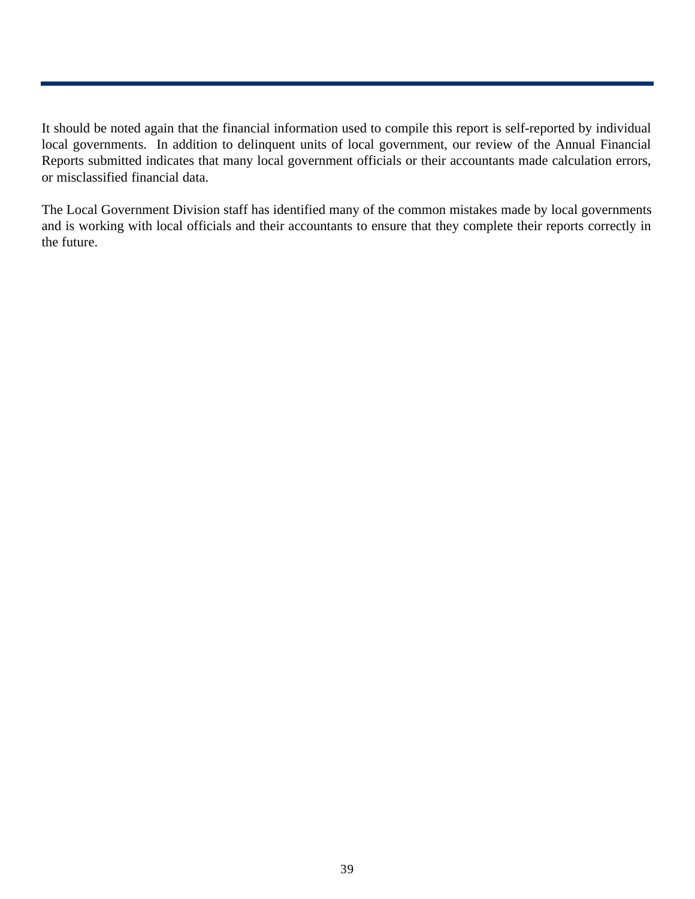It should be noted again that the financial information used to compile this report is self-reported by individual local governments.  In addition to delinquent units of local government, our review of the Annual Financial Reports submitted indicates that many local government officials or their accountants made calculation errors, or misclassified financial data.

The Local Government Division staff has identified many of the common mistakes made by local governments and is working with local officials and their accountants to ensure that they complete their reports correctly in the future.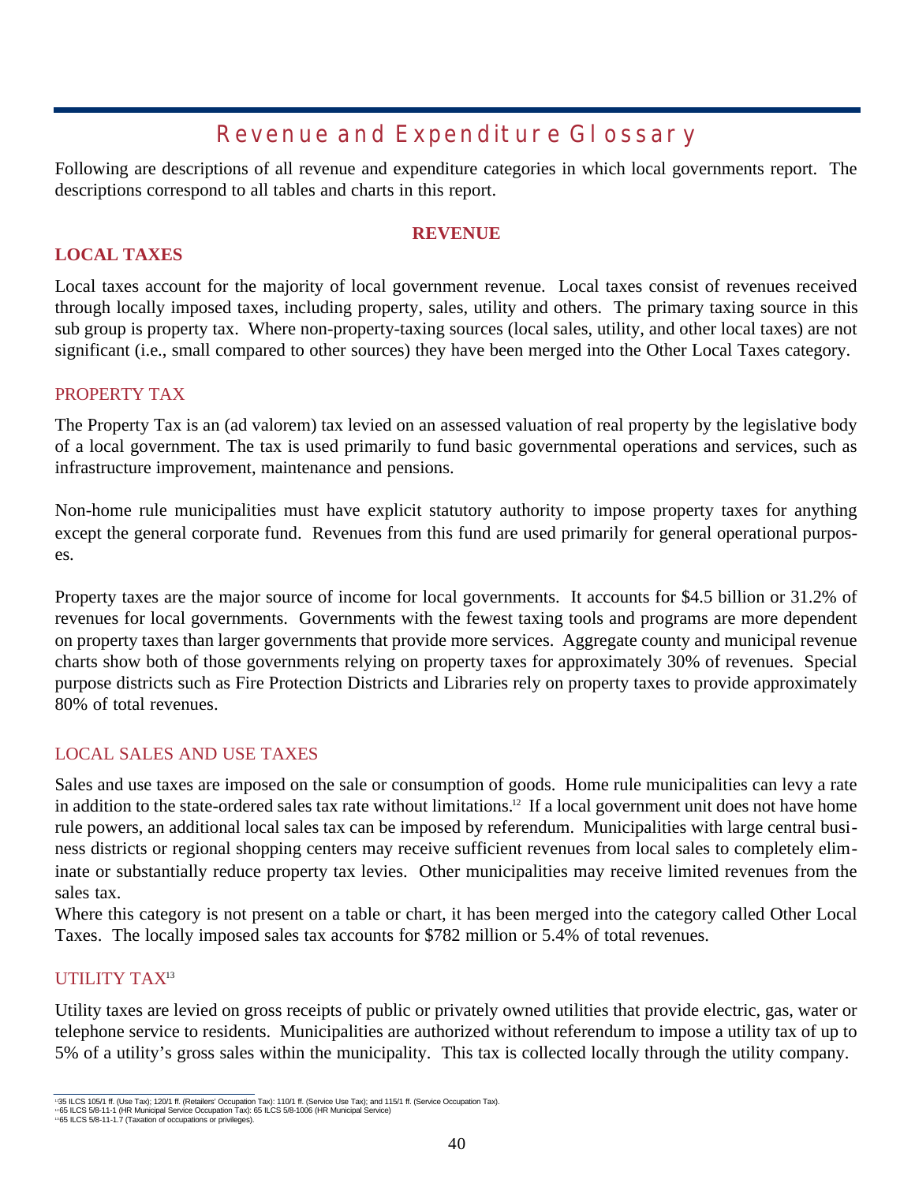# Revenue and Expenditure Glossary

Following are descriptions of all revenue and expenditure categories in which local governments report. The descriptions correspond to all tables and charts in this report.

## REVENUE

### LOCAL TAXES

Local taxes account for the majority of local government revenue. Local taxes consist of revenues received through locally imposed taxes, including property, sales, utility and others. The primary taxing source in this sub group is property tax. Where non-property-taxing sources (local sales, utility, and other local taxes) are not significant (i.e., small compared to other sources) they have been merged into the Other Local Taxes category.

#### PROPERTY TAX

The Property Tax is an (ad valorem) tax levied on an assessed valuation of real property by the legislative body of a local government. The tax is used primarily to fund basic governmental operations and services, such as infrastructure improvement, maintenance and pensions.

Non-home rule municipalities must have explicit statutory authority to impose property taxes for anything except the general corporate fund. Revenues from this fund are used primarily for general operational purposes.

Property taxes are the major source of income for local governments. It accounts for $4.5 billion or 31.2% of revenues for local governments. Governments with the fewest taxing tools and programs are more dependent on property taxes than larger governments that provide more services. Aggregate county and municipal revenue charts show both of those governments relying on property taxes for approximately 30% of revenues. Special purpose districts such as Fire Protection Districts and Libraries rely on property taxes to provide approximately 80% of total revenues.

#### LOCAL SALES AND USE TAXES

Sales and use taxes are imposed on the sale or consumption of goods. Home rule municipalities can levy a rate in addition to the state-ordered sales tax rate without limitations.[12] If a local government unit does not have home rule powers, an additional local sales tax can be imposed by referendum. Municipalities with large central business districts or regional shopping centers may receive sufficient revenues from local sales to completely eliminate or substantially reduce property tax levies. Other municipalities may receive limited revenues from the sales tax.

Where this category is not present on a table or chart, it has been merged into the category called Other Local Taxes. The locally imposed sales tax accounts for $782 million or 5.4% of total revenues.

#### UTILITY TAX[13]

Utility taxes are levied on gross receipts of public or privately owned utilities that provide electric, gas, water or telephone service to residents. Municipalities are authorized without referendum to impose a utility tax of up to 5% of a utility's gross sales within the municipality. This tax is collected locally through the utility company.

---

[1] 35 ILCS 105/1 ff. (Use Tax); 120/1 ff. (Retailers' Occupation Tax): 110/1 ff. (Service Use Tax); and 115/1 ff. (Service Occupation Tax).

[12] 65 ILCS 5/8-11-1 (HR Municipal Service Occupation Tax): 65 ILCS 5/8-1006 (HR Municipal Service)

[13] 65 ILCS 5/8-11-1.7 (Taxation of occupations or privileges).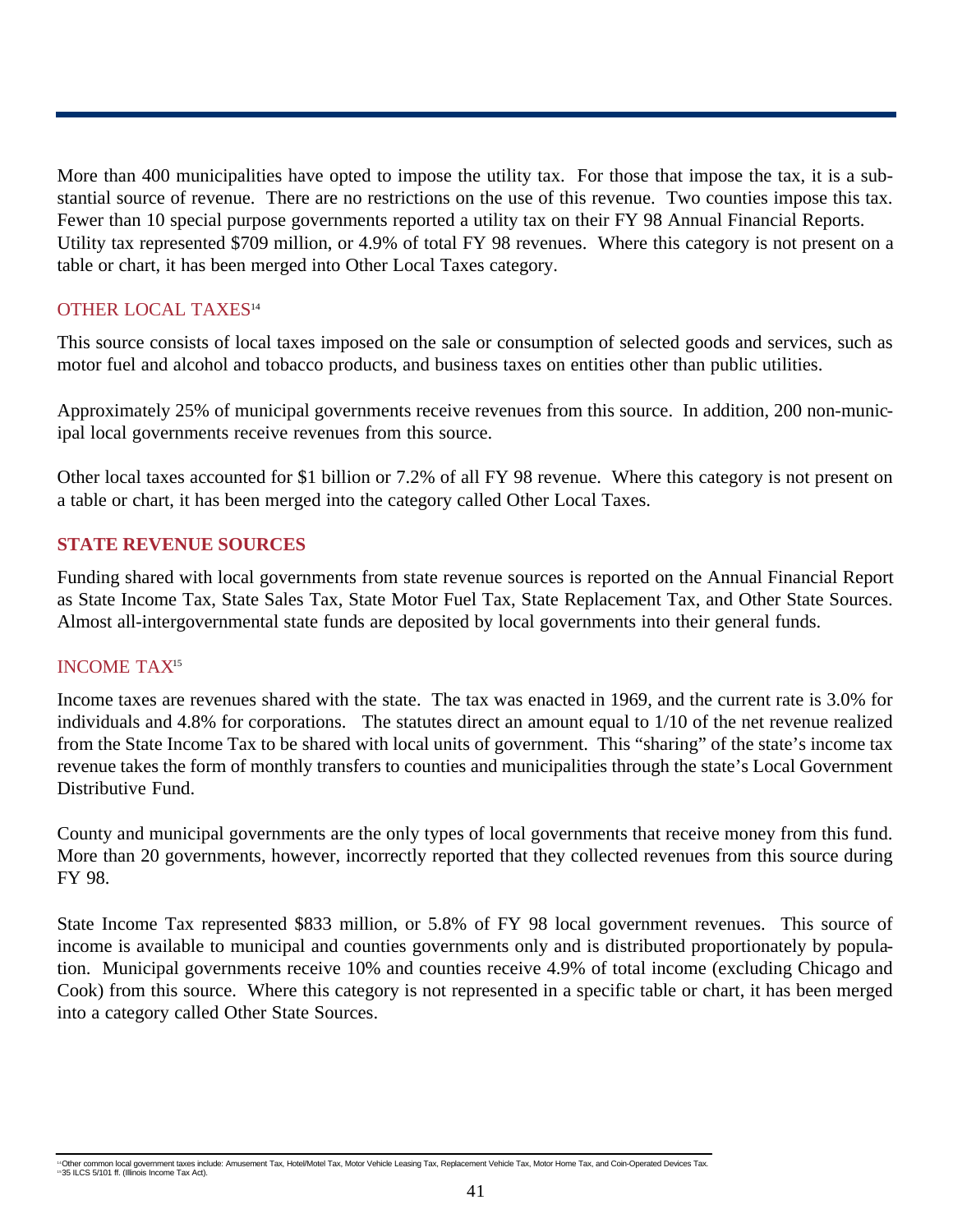More than 400 municipalities have opted to impose the utility tax. For those that impose the tax, it is a substantial source of revenue. There are no restrictions on the use of this revenue. Two counties impose this tax. Fewer than 10 special purpose governments reported a utility tax on their FY 98 Annual Financial Reports. Utility tax represented $709 million, or 4.9% of total FY 98 revenues. Where this category is not present on a table or chart, it has been merged into Other Local Taxes category.

### OTHER LOCAL TAXES[14]

This source consists of local taxes imposed on the sale or consumption of selected goods and services, such as motor fuel and alcohol and tobacco products, and business taxes on entities other than public utilities.

Approximately 25% of municipal governments receive revenues from this source. In addition, 200 non-municipal local governments receive revenues from this source.

Other local taxes accounted for $1 billion or 7.2% of all FY 98 revenue. Where this category is not present on a table or chart, it has been merged into the category called Other Local Taxes.

## STATE REVENUE SOURCES

Funding shared with local governments from state revenue sources is reported on the Annual Financial Report as State Income Tax, State Sales Tax, State Motor Fuel Tax, State Replacement Tax, and Other State Sources. Almost all-intergovernmental state funds are deposited by local governments into their general funds.

### INCOME TAX[15]

Income taxes are revenues shared with the state. The tax was enacted in 1969, and the current rate is 3.0% for individuals and 4.8% for corporations. The statutes direct an amount equal to 1/10 of the net revenue realized from the State Income Tax to be shared with local units of government. This "sharing" of the state's income tax revenue takes the form of monthly transfers to counties and municipalities through the state's Local Government Distributive Fund.

County and municipal governments are the only types of local governments that receive money from this fund. More than 20 governments, however, incorrectly reported that they collected revenues from this source during FY 98.

State Income Tax represented $833 million, or 5.8% of FY 98 local government revenues. This source of income is available to municipal and counties governments only and is distributed proportionately by population. Municipal governments receive 10% and counties receive 4.9% of total income (excluding Chicago and Cook) from this source. Where this category is not represented in a specific table or chart, it has been merged into a category called Other State Sources.

---

[14] Other common local government taxes include: Amusement Tax, Hotel/Motel Tax, Motor Vehicle Leasing Tax, Replacement Vehicle Tax, Motor Home Tax, and Coin-Operated Devices Tax.
[15] 35 ILCS 5/101 ff. (Illinois Income Tax Act).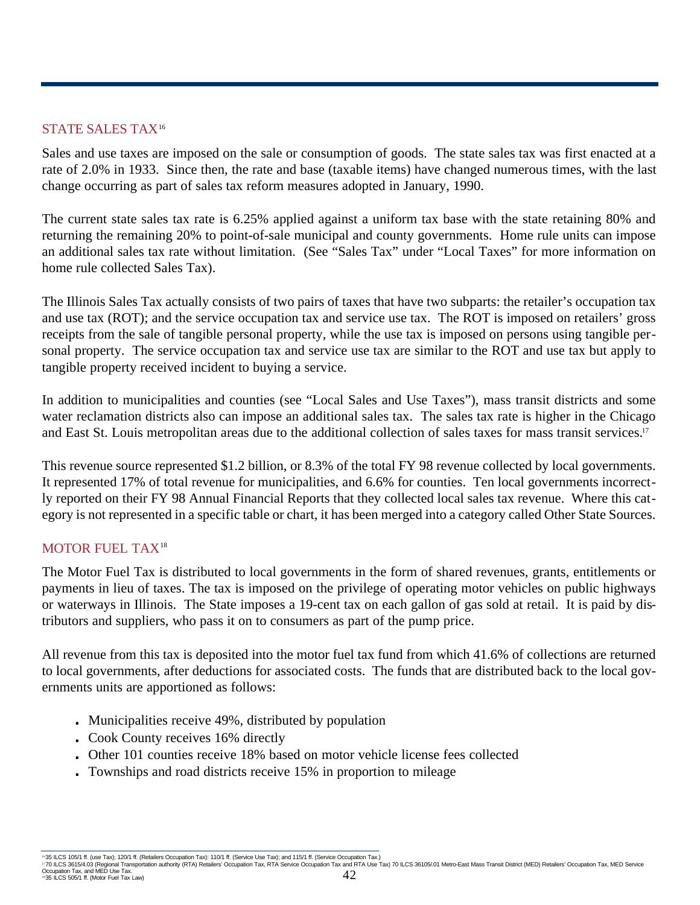## STATE SALES TAX[16]

Sales and use taxes are imposed on the sale or consumption of goods. The state sales tax was first enacted at a rate of 2.0% in 1933. Since then, the rate and base (taxable items) have changed numerous times, with the last change occurring as part of sales tax reform measures adopted in January, 1990.

The current state sales tax rate is 6.25% applied against a uniform tax base with the state retaining 80% and returning the remaining 20% to point-of-sale municipal and county governments. Home rule units can impose an additional sales tax rate without limitation. (See "Sales Tax" under "Local Taxes" for more information on home rule collected Sales Tax).

The Illinois Sales Tax actually consists of two pairs of taxes that have two subparts: the retailer's occupation tax and use tax (ROT); and the service occupation tax and service use tax. The ROT is imposed on retailers' gross receipts from the sale of tangible personal property, while the use tax is imposed on persons using tangible personal property. The service occupation tax and service use tax are similar to the ROT and use tax but apply to tangible property received incident to buying a service.

In addition to municipalities and counties (see "Local Sales and Use Taxes"), mass transit districts and some water reclamation districts also can impose an additional sales tax. The sales tax rate is higher in the Chicago and East St. Louis metropolitan areas due to the additional collection of sales taxes for mass transit services.[17]

This revenue source represented $1.2 billion, or 8.3% of the total FY 98 revenue collected by local governments. It represented 17% of total revenue for municipalities, and 6.6% for counties. Ten local governments incorrectly reported on their FY 98 Annual Financial Reports that they collected local sales tax revenue. Where this category is not represented in a specific table or chart, it has been merged into a category called Other State Sources.

## MOTOR FUEL TAX[18]

The Motor Fuel Tax is distributed to local governments in the form of shared revenues, grants, entitlements or payments in lieu of taxes. The tax is imposed on the privilege of operating motor vehicles on public highways or waterways in Illinois. The State imposes a 19-cent tax on each gallon of gas sold at retail. It is paid by distributors and suppliers, who pass it on to consumers as part of the pump price.

All revenue from this tax is deposited into the motor fuel tax fund from which 41.6% of collections are returned to local governments, after deductions for associated costs. The funds that are distributed back to the local governments units are apportioned as follows:

- Municipalities receive 49%, distributed by population
- Cook County receives 16% directly
- Other 101 counties receive 18% based on motor vehicle license fees collected
- Townships and road districts receive 15% in proportion to mileage

---

[16] 35 ILCS 105/1 ff. (use Tax); 120/1 ff. (Retailers Occupation Tax): 110/1 ff. (Service Use Tax); and 115/1 ff. (Service Occupation Tax.)

[17] 70 ILCS 3615/4.03 (Regional Transportation authority (RTA) Retailers' Occupation Tax, RTA Service Occupation Tax and RTA Use Tax) 70 ILCS 36105/.01 Metro-East Mass Transit District (MED) Retailers' Occupation Tax, MED Service Occupation Tax, and MED Use Tax.

[18] 35 ILCS 505/1 ff. (Motor Fuel Tax Law)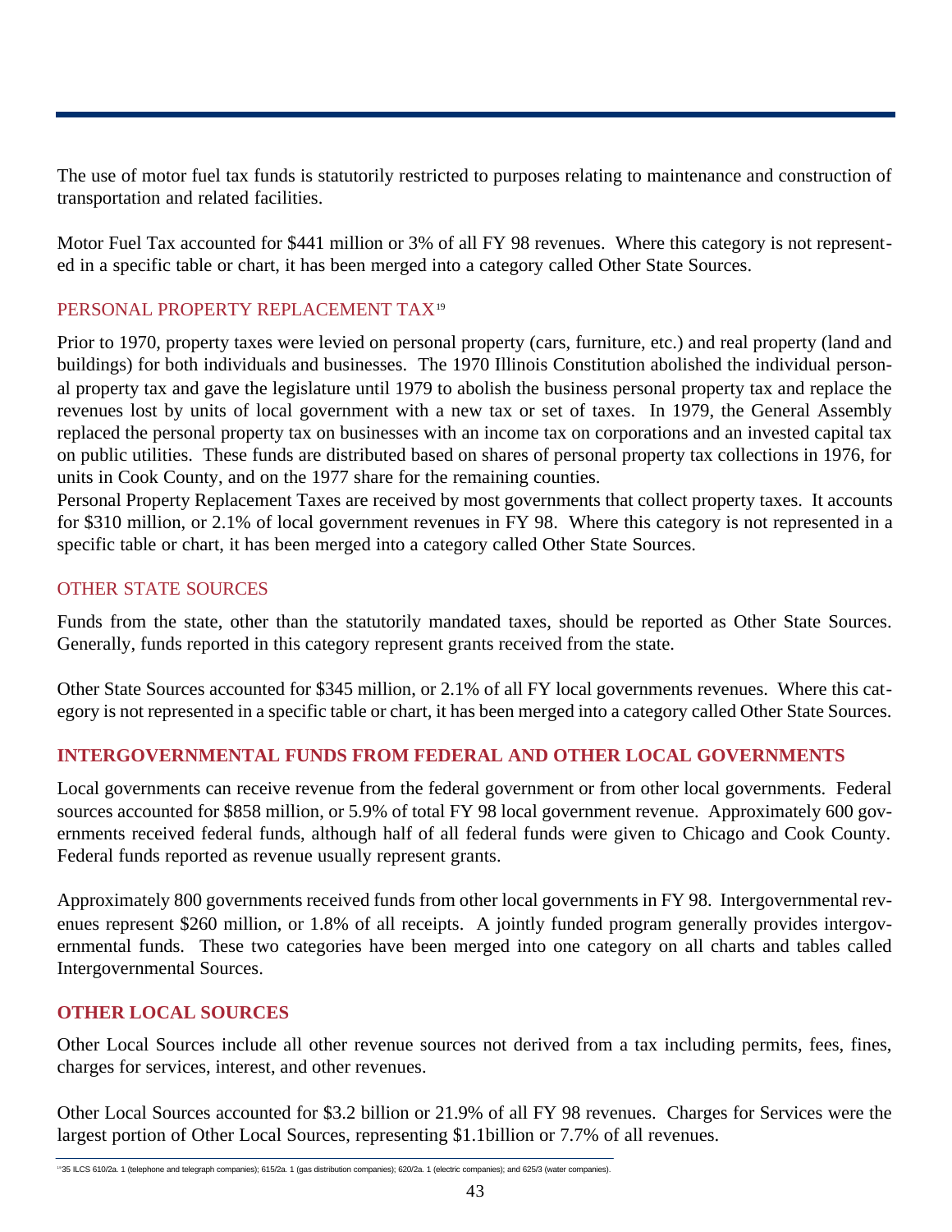The use of motor fuel tax funds is statutorily restricted to purposes relating to maintenance and construction of transportation and related facilities.

Motor Fuel Tax accounted for $441 million or 3% of all FY 98 revenues. Where this category is not represented in a specific table or chart, it has been merged into a category called Other State Sources.

### PERSONAL PROPERTY REPLACEMENT TAX[19]

Prior to 1970, property taxes were levied on personal property (cars, furniture, etc.) and real property (land and buildings) for both individuals and businesses. The 1970 Illinois Constitution abolished the individual personal property tax and gave the legislature until 1979 to abolish the business personal property tax and replace the revenues lost by units of local government with a new tax or set of taxes. In 1979, the General Assembly replaced the personal property tax on businesses with an income tax on corporations and an invested capital tax on public utilities. These funds are distributed based on shares of personal property tax collections in 1976, for units in Cook County, and on the 1977 share for the remaining counties.

Personal Property Replacement Taxes are received by most governments that collect property taxes. It accounts for $310 million, or 2.1% of local government revenues in FY 98. Where this category is not represented in a specific table or chart, it has been merged into a category called Other State Sources.

### OTHER STATE SOURCES

Funds from the state, other than the statutorily mandated taxes, should be reported as Other State Sources. Generally, funds reported in this category represent grants received from the state.

Other State Sources accounted for $345 million, or 2.1% of all FY local governments revenues. Where this category is not represented in a specific table or chart, it has been merged into a category called Other State Sources.

## INTERGOVERNMENTAL FUNDS FROM FEDERAL AND OTHER LOCAL GOVERNMENTS

Local governments can receive revenue from the federal government or from other local governments. Federal sources accounted for $858 million, or 5.9% of total FY 98 local government revenue. Approximately 600 governments received federal funds, although half of all federal funds were given to Chicago and Cook County. Federal funds reported as revenue usually represent grants.

Approximately 800 governments received funds from other local governments in FY 98. Intergovernmental revenues represent $260 million, or 1.8% of all receipts. A jointly funded program generally provides intergovernmental funds. These two categories have been merged into one category on all charts and tables called Intergovernmental Sources.

## OTHER LOCAL SOURCES

Other Local Sources include all other revenue sources not derived from a tax including permits, fees, fines, charges for services, interest, and other revenues.

Other Local Sources accounted for $3.2 billion or 21.9% of all FY 98 revenues. Charges for Services were the largest portion of Other Local Sources, representing $1.1billion or 7.7% of all revenues.

---

[19] 35 ILCS 610/2a. 1 (telephone and telegraph companies); 615/2a. 1 (gas distribution companies); 620/2a. 1 (electric companies); and 625/3 (water companies).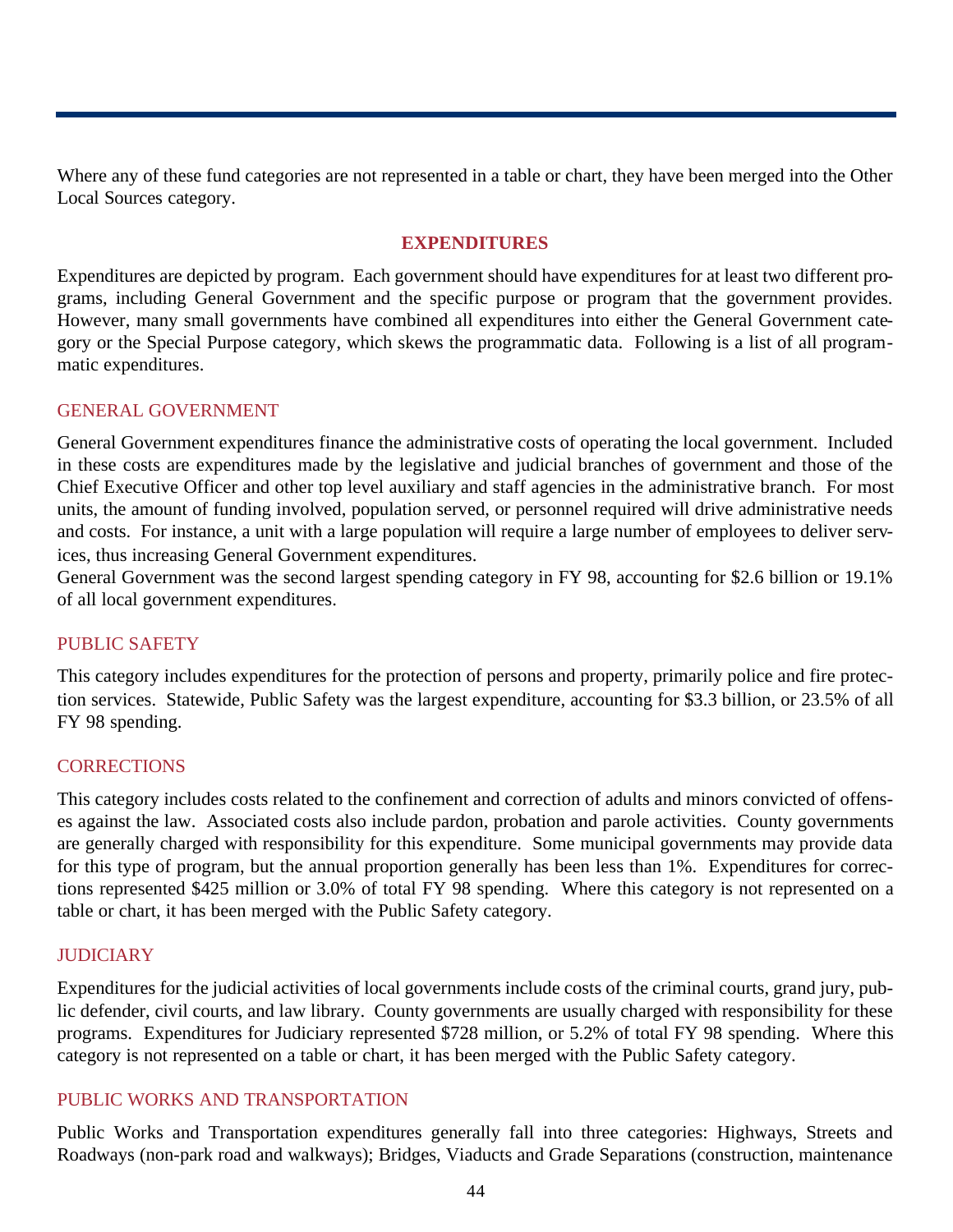Where any of these fund categories are not represented in a table or chart, they have been merged into the Other Local Sources category.

## EXPENDITURES

Expenditures are depicted by program. Each government should have expenditures for at least two different programs, including General Government and the specific purpose or program that the government provides. However, many small governments have combined all expenditures into either the General Government category or the Special Purpose category, which skews the programmatic data. Following is a list of all programmatic expenditures.

### GENERAL GOVERNMENT

General Government expenditures finance the administrative costs of operating the local government. Included in these costs are expenditures made by the legislative and judicial branches of government and those of the Chief Executive Officer and other top level auxiliary and staff agencies in the administrative branch. For most units, the amount of funding involved, population served, or personnel required will drive administrative needs and costs. For instance, a unit with a large population will require a large number of employees to deliver services, thus increasing General Government expenditures.

General Government was the second largest spending category in FY 98, accounting for $2.6 billion or 19.1% of all local government expenditures.

### PUBLIC SAFETY

This category includes expenditures for the protection of persons and property, primarily police and fire protection services. Statewide, Public Safety was the largest expenditure, accounting for $3.3 billion, or 23.5% of all FY 98 spending.

### CORRECTIONS

This category includes costs related to the confinement and correction of adults and minors convicted of offenses against the law. Associated costs also include pardon, probation and parole activities. County governments are generally charged with responsibility for this expenditure. Some municipal governments may provide data for this type of program, but the annual proportion generally has been less than 1%. Expenditures for corrections represented $425 million or 3.0% of total FY 98 spending. Where this category is not represented on a table or chart, it has been merged with the Public Safety category.

### JUDICIARY

Expenditures for the judicial activities of local governments include costs of the criminal courts, grand jury, public defender, civil courts, and law library. County governments are usually charged with responsibility for these programs. Expenditures for Judiciary represented $728 million, or 5.2% of total FY 98 spending. Where this category is not represented on a table or chart, it has been merged with the Public Safety category.

### PUBLIC WORKS AND TRANSPORTATION

Public Works and Transportation expenditures generally fall into three categories: Highways, Streets and Roadways (non-park road and walkways); Bridges, Viaducts and Grade Separations (construction, maintenance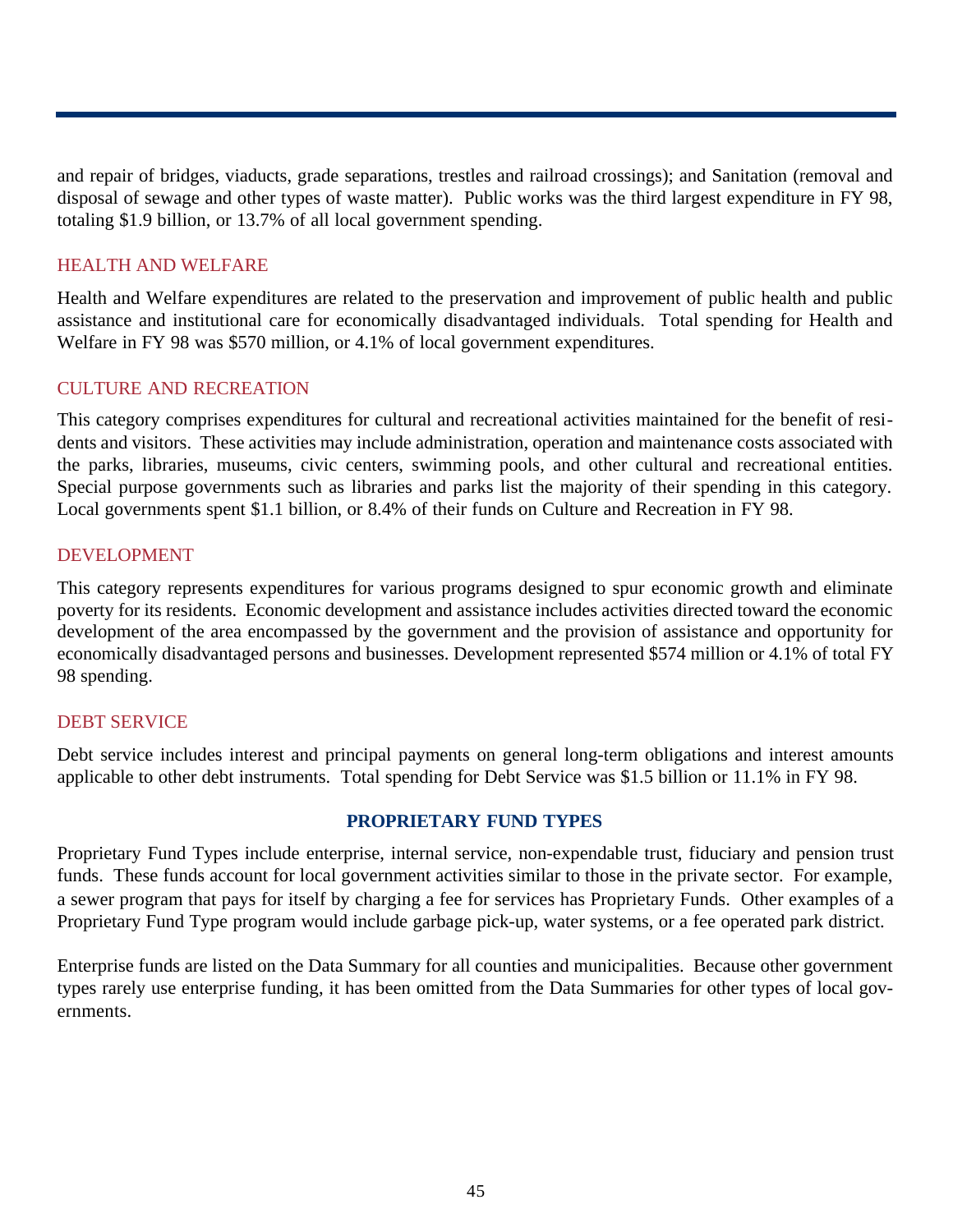and repair of bridges, viaducts, grade separations, trestles and railroad crossings); and Sanitation (removal and disposal of sewage and other types of waste matter). Public works was the third largest expenditure in FY 98, totaling $1.9 billion, or 13.7% of all local government spending.

### HEALTH AND WELFARE

Health and Welfare expenditures are related to the preservation and improvement of public health and public assistance and institutional care for economically disadvantaged individuals. Total spending for Health and Welfare in FY 98 was $570 million, or 4.1% of local government expenditures.

### CULTURE AND RECREATION

This category comprises expenditures for cultural and recreational activities maintained for the benefit of residents and visitors. These activities may include administration, operation and maintenance costs associated with the parks, libraries, museums, civic centers, swimming pools, and other cultural and recreational entities. Special purpose governments such as libraries and parks list the majority of their spending in this category. Local governments spent $1.1 billion, or 8.4% of their funds on Culture and Recreation in FY 98.

### DEVELOPMENT

This category represents expenditures for various programs designed to spur economic growth and eliminate poverty for its residents. Economic development and assistance includes activities directed toward the economic development of the area encompassed by the government and the provision of assistance and opportunity for economically disadvantaged persons and businesses. Development represented $574 million or 4.1% of total FY 98 spending.

### DEBT SERVICE

Debt service includes interest and principal payments on general long-term obligations and interest amounts applicable to other debt instruments. Total spending for Debt Service was $1.5 billion or 11.1% in FY 98.

## PROPRIETARY FUND TYPES

Proprietary Fund Types include enterprise, internal service, non-expendable trust, fiduciary and pension trust funds. These funds account for local government activities similar to those in the private sector. For example, a sewer program that pays for itself by charging a fee for services has Proprietary Funds. Other examples of a Proprietary Fund Type program would include garbage pick-up, water systems, or a fee operated park district.

Enterprise funds are listed on the Data Summary for all counties and municipalities. Because other government types rarely use enterprise funding, it has been omitted from the Data Summaries for other types of local governments.